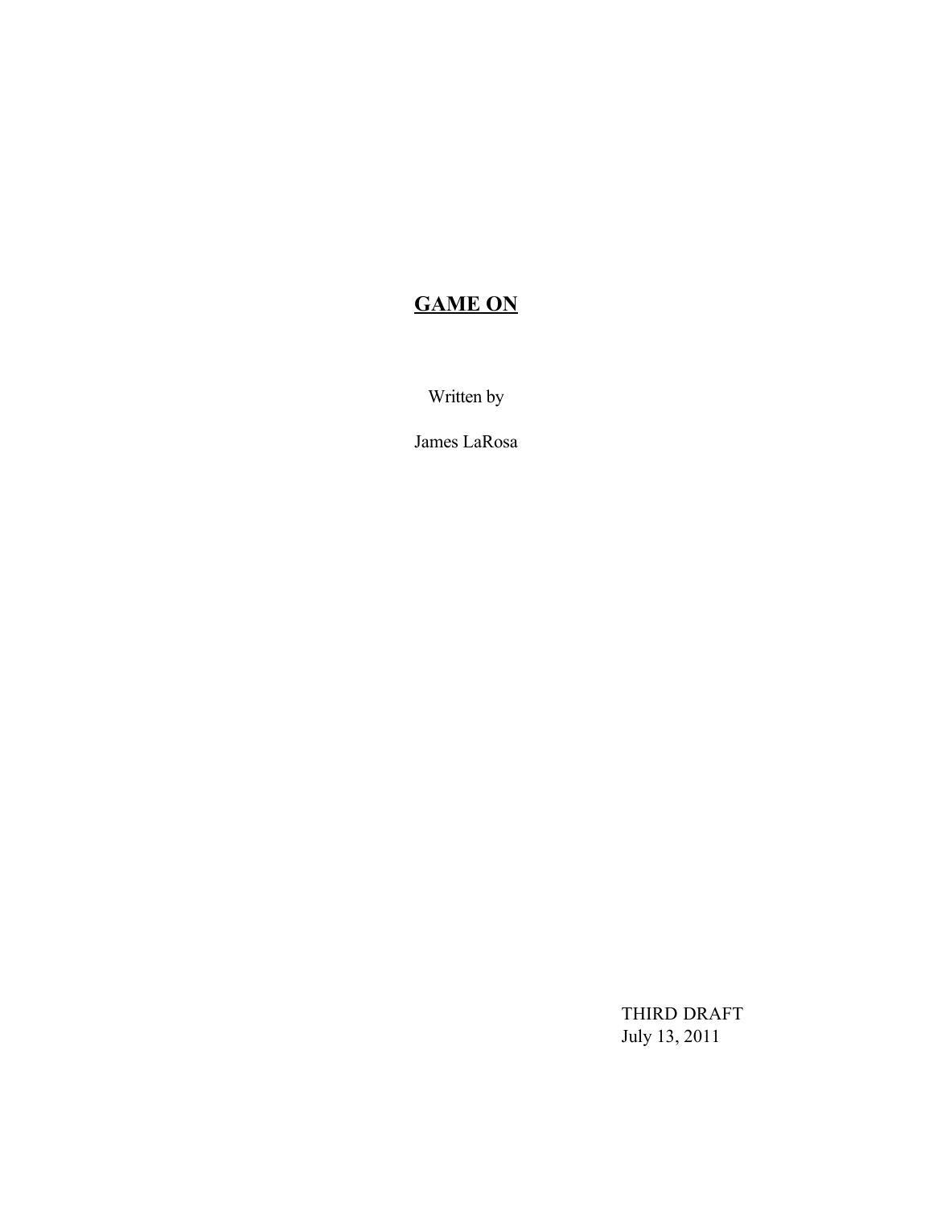# **<u>GAME ON</u>**

Written by

James LaRosa

THIRD DRAFT
July 13, 2011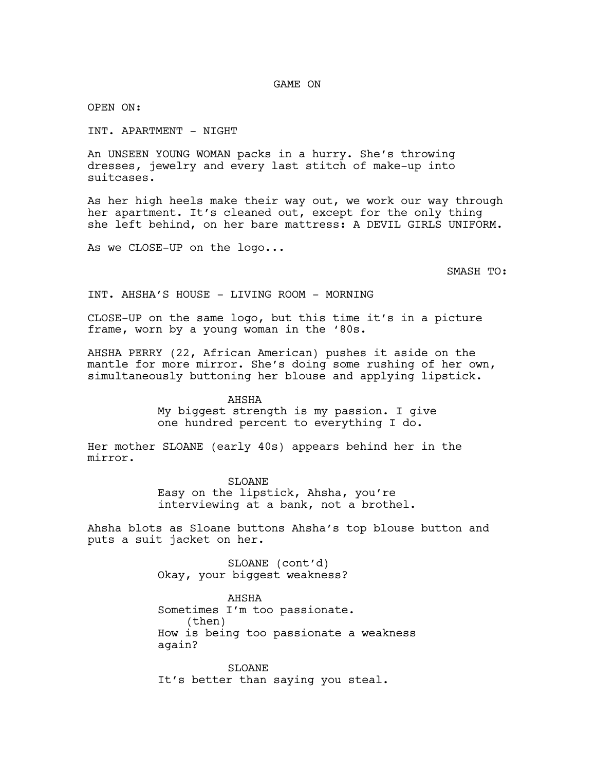GAME ON

OPEN ON:

INT. APARTMENT - NIGHT

An UNSEEN YOUNG WOMAN packs in a hurry. She's throwing dresses, jewelry and every last stitch of make-up into suitcases.

As her high heels make their way out, we work our way through her apartment. It's cleaned out, except for the only thing she left behind, on her bare mattress: A DEVIL GIRLS UNIFORM.

As we CLOSE-UP on the logo...

SMASH TO:

INT. AHSHA'S HOUSE - LIVING ROOM - MORNING

CLOSE-UP on the same logo, but this time it's in a picture frame, worn by a young woman in the '80s.

AHSHA PERRY (22, African American) pushes it aside on the mantle for more mirror. She's doing some rushing of her own, simultaneously buttoning her blouse and applying lipstick.

AHSHA
My biggest strength is my passion. I give one hundred percent to everything I do.

Her mother SLOANE (early 40s) appears behind her in the mirror.

SLOANE
Easy on the lipstick, Ahsha, you're interviewing at a bank, not a brothel.

Ahsha blots as Sloane buttons Ahsha's top blouse button and puts a suit jacket on her.

SLOANE (cont'd)
Okay, your biggest weakness?

AHSHA
Sometimes I'm too passionate.
(then)
How is being too passionate a weakness again?

SLOANE
It's better than saying you steal.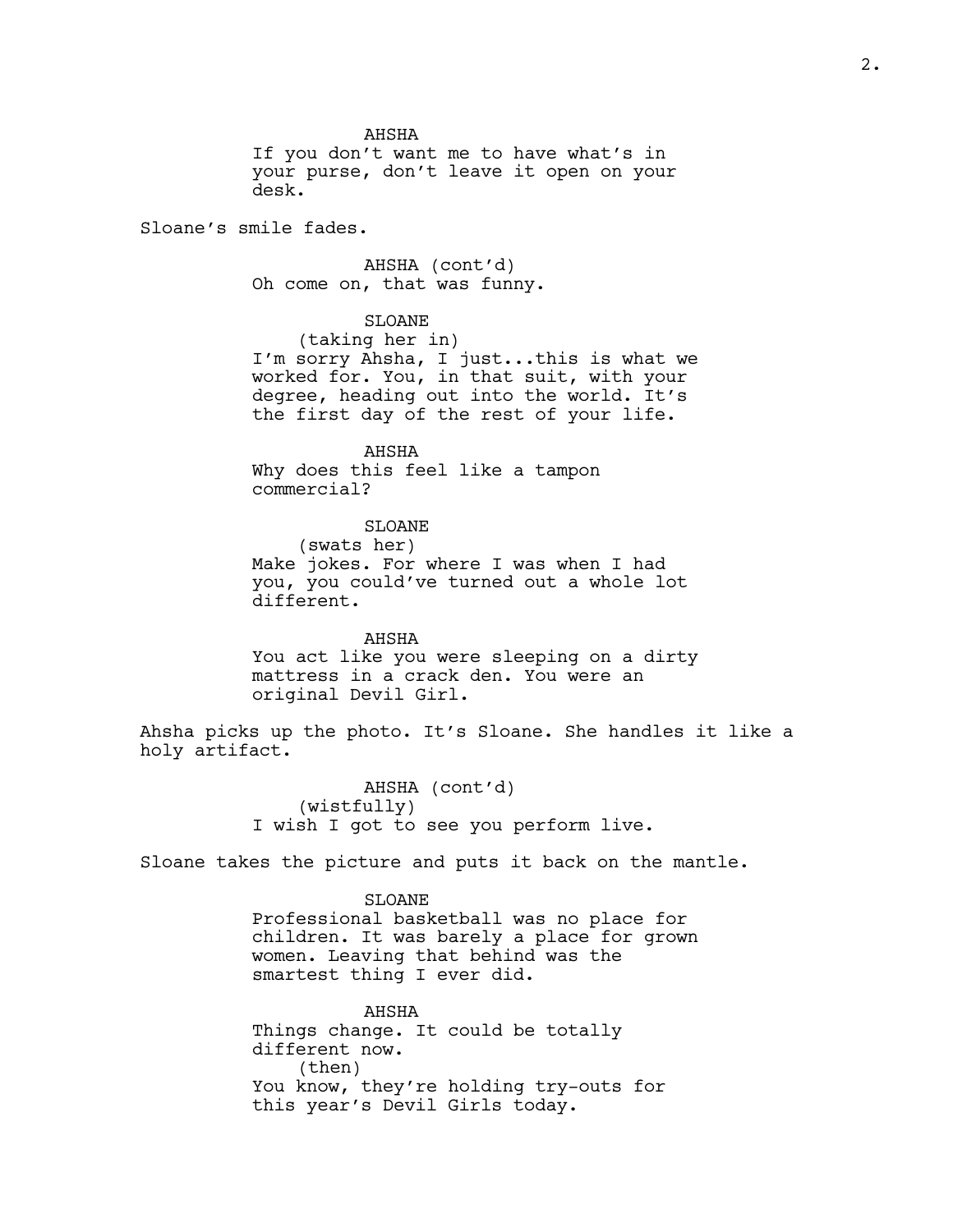AHSHA

If you don't want me to have what's in your purse, don't leave it open on your desk.

Sloane's smile fades.

AHSHA (cont'd)

Oh come on, that was funny.

SLOANE

(taking her in)

I'm sorry Ahsha, I just...this is what we worked for. You, in that suit, with your degree, heading out into the world. It's the first day of the rest of your life.

AHSHA

Why does this feel like a tampon commercial?

SLOANE

(swats her)

Make jokes. For where I was when I had you, you could've turned out a whole lot different.

AHSHA

You act like you were sleeping on a dirty mattress in a crack den. You were an original Devil Girl.

Ahsha picks up the photo. It's Sloane. She handles it like a holy artifact.

AHSHA (cont'd)

(wistfully)

I wish I got to see you perform live.

Sloane takes the picture and puts it back on the mantle.

SLOANE

Professional basketball was no place for children. It was barely a place for grown women. Leaving that behind was the smartest thing I ever did.

AHSHA

Things change. It could be totally different now.

(then)

You know, they're holding try-outs for this year's Devil Girls today.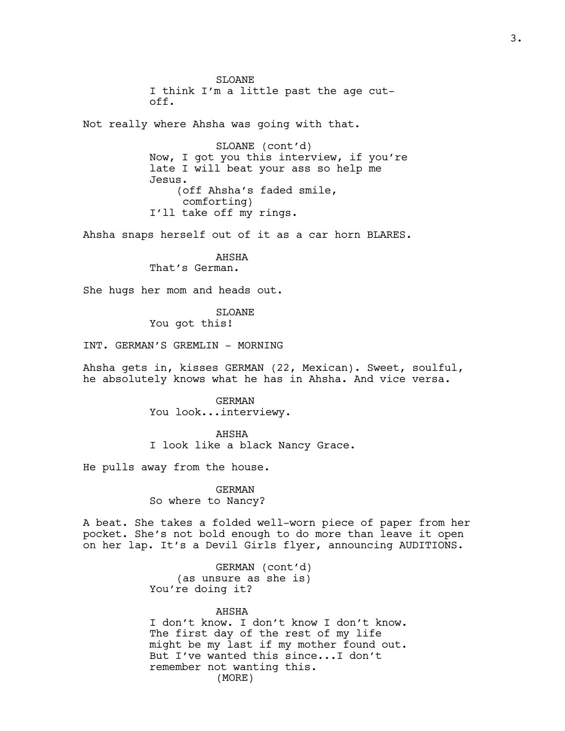SLOANE
I think I'm a little past the age cut-off.

Not really where Ahsha was going with that.

SLOANE (cont'd)
Now, I got you this interview, if you're late I will beat your ass so help me Jesus.
(off Ahsha's faded smile, comforting)
I'll take off my rings.

Ahsha snaps herself out of it as a car horn BLARES.

AHSHA
That's German.

She hugs her mom and heads out.

SLOANE
You got this!

INT. GERMAN'S GREMLIN - MORNING

Ahsha gets in, kisses GERMAN (22, Mexican). Sweet, soulful, he absolutely knows what he has in Ahsha. And vice versa.

GERMAN
You look...interviewy.

AHSHA
I look like a black Nancy Grace.

He pulls away from the house.

GERMAN
So where to Nancy?

A beat. She takes a folded well-worn piece of paper from her pocket. She's not bold enough to do more than leave it open on her lap. It's a Devil Girls flyer, announcing AUDITIONS.

GERMAN (cont'd)
(as unsure as she is)
You're doing it?

AHSHA
I don't know. I don't know I don't know. The first day of the rest of my life might be my last if my mother found out. But I've wanted this since...I don't remember not wanting this.
(MORE)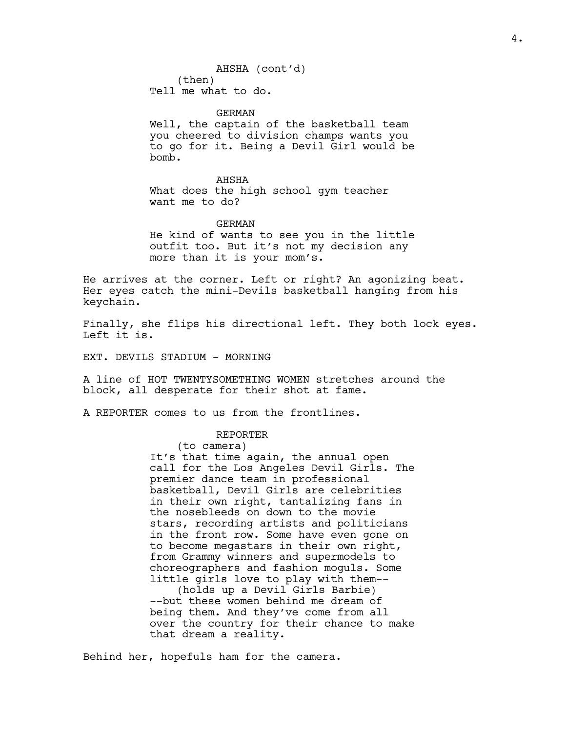AHSHA (cont'd)
(then)
Tell me what to do.

GERMAN
Well, the captain of the basketball team you cheered to division champs wants you to go for it. Being a Devil Girl would be bomb.

AHSHA
What does the high school gym teacher want me to do?

GERMAN
He kind of wants to see you in the little outfit too. But it's not my decision any more than it is your mom's.

He arrives at the corner. Left or right? An agonizing beat. Her eyes catch the mini-Devils basketball hanging from his keychain.

Finally, she flips his directional left. They both lock eyes. Left it is.

EXT. DEVILS STADIUM - MORNING

A line of HOT TWENTYSOMETHING WOMEN stretches around the block, all desperate for their shot at fame.

A REPORTER comes to us from the frontlines.

REPORTER
(to camera)
It's that time again, the annual open call for the Los Angeles Devil Girls. The premier dance team in professional basketball, Devil Girls are celebrities in their own right, tantalizing fans in the nosebleeds on down to the movie stars, recording artists and politicians in the front row. Some have even gone on to become megastars in their own right, from Grammy winners and supermodels to choreographers and fashion moguls. Some little girls love to play with them--
(holds up a Devil Girls Barbie)
--but these women behind me dream of being them. And they've come from all over the country for their chance to make that dream a reality.

Behind her, hopefuls ham for the camera.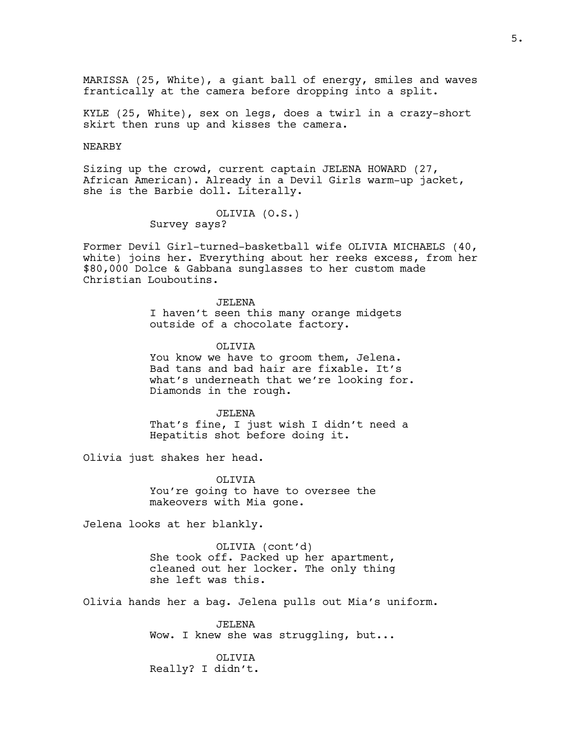MARISSA (25, White), a giant ball of energy, smiles and waves frantically at the camera before dropping into a split.

KYLE (25, White), sex on legs, does a twirl in a crazy-short skirt then runs up and kisses the camera.

NEARBY

Sizing up the crowd, current captain JELENA HOWARD (27, African American). Already in a Devil Girls warm-up jacket, she is the Barbie doll. Literally.

OLIVIA (O.S.)
Survey says?

Former Devil Girl-turned-basketball wife OLIVIA MICHAELS (40, white) joins her. Everything about her reeks excess, from her $80,000 Dolce & Gabbana sunglasses to her custom made Christian Louboutins.

JELENA
I haven't seen this many orange midgets outside of a chocolate factory.

OLIVIA
You know we have to groom them, Jelena. Bad tans and bad hair are fixable. It's what's underneath that we're looking for. Diamonds in the rough.

JELENA
That's fine, I just wish I didn't need a Hepatitis shot before doing it.

Olivia just shakes her head.

OLIVIA
You're going to have to oversee the makeovers with Mia gone.

Jelena looks at her blankly.

OLIVIA (cont'd)
She took off. Packed up her apartment, cleaned out her locker. The only thing she left was this.

Olivia hands her a bag. Jelena pulls out Mia's uniform.

JELENA
Wow. I knew she was struggling, but...

OLIVIA
Really? I didn't.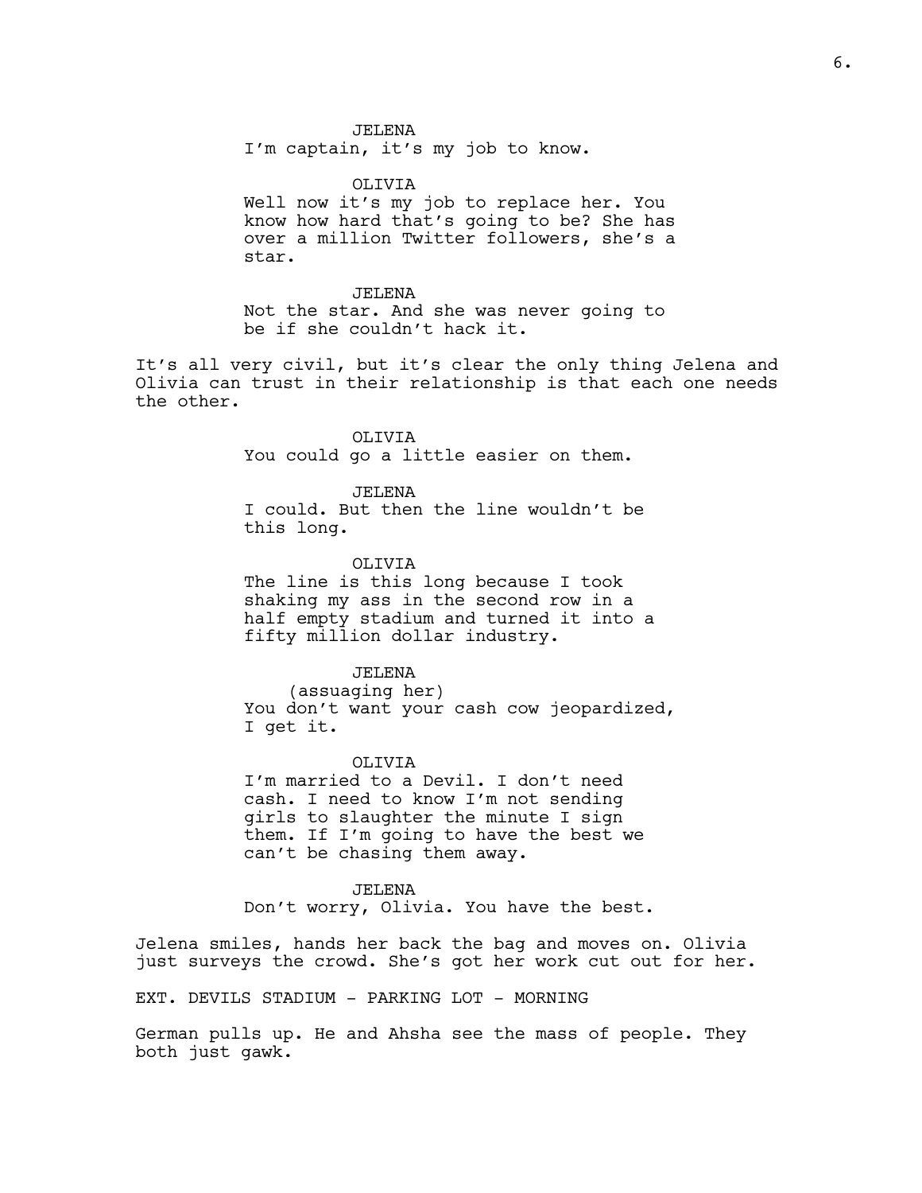JELENA
I'm captain, it's my job to know.

OLIVIA
Well now it's my job to replace her. You know how hard that's going to be? She has over a million Twitter followers, she's a star.

JELENA
Not the star. And she was never going to be if she couldn't hack it.

It's all very civil, but it's clear the only thing Jelena and Olivia can trust in their relationship is that each one needs the other.

OLIVIA
You could go a little easier on them.

JELENA
I could. But then the line wouldn't be this long.

OLIVIA
The line is this long because I took shaking my ass in the second row in a half empty stadium and turned it into a fifty million dollar industry.

JELENA
(assuaging her)
You don't want your cash cow jeopardized, I get it.

OLIVIA
I'm married to a Devil. I don't need cash. I need to know I'm not sending girls to slaughter the minute I sign them. If I'm going to have the best we can't be chasing them away.

JELENA
Don't worry, Olivia. You have the best.

Jelena smiles, hands her back the bag and moves on. Olivia just surveys the crowd. She's got her work cut out for her.

EXT. DEVILS STADIUM - PARKING LOT - MORNING

German pulls up. He and Ahsha see the mass of people. They both just gawk.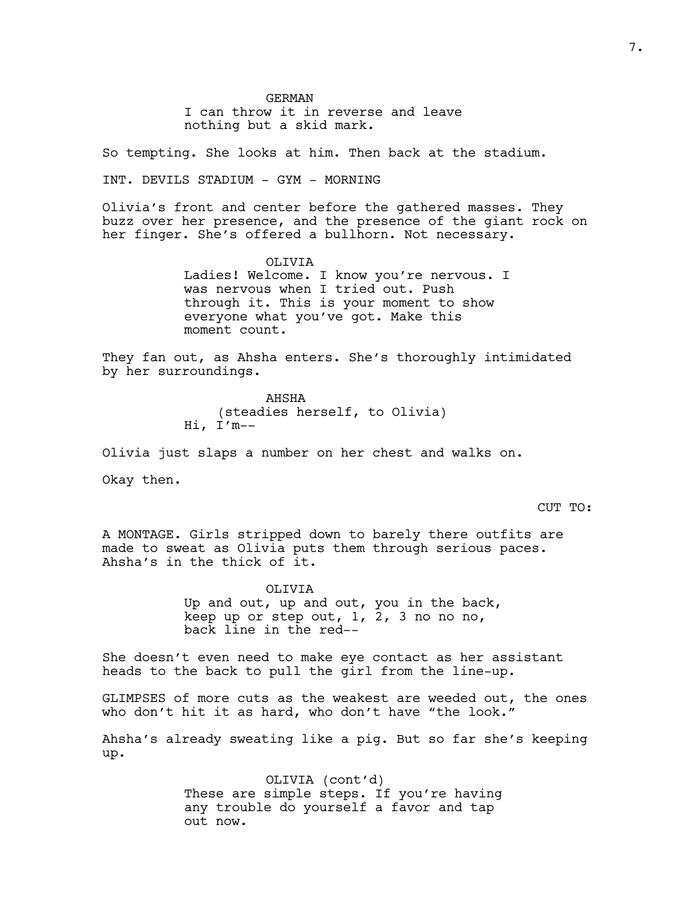GERMAN
I can throw it in reverse and leave nothing but a skid mark.

So tempting. She looks at him. Then back at the stadium.

INT. DEVILS STADIUM - GYM - MORNING

Olivia's front and center before the gathered masses. They buzz over her presence, and the presence of the giant rock on her finger. She's offered a bullhorn. Not necessary.

OLIVIA
Ladies! Welcome. I know you're nervous. I was nervous when I tried out. Push through it. This is your moment to show everyone what you've got. Make this moment count.

They fan out, as Ahsha enters. She's thoroughly intimidated by her surroundings.

AHSHA
(steadies herself, to Olivia)
Hi, I'm--

Olivia just slaps a number on her chest and walks on.

Okay then.

CUT TO:

A MONTAGE. Girls stripped down to barely there outfits are made to sweat as Olivia puts them through serious paces. Ahsha's in the thick of it.

OLIVIA
Up and out, up and out, you in the back, keep up or step out, 1, 2, 3 no no no, back line in the red--

She doesn't even need to make eye contact as her assistant heads to the back to pull the girl from the line-up.

GLIMPSES of more cuts as the weakest are weeded out, the ones who don't hit it as hard, who don't have "the look."

Ahsha's already sweating like a pig. But so far she's keeping up.

OLIVIA (cont'd)
These are simple steps. If you're having any trouble do yourself a favor and tap out now.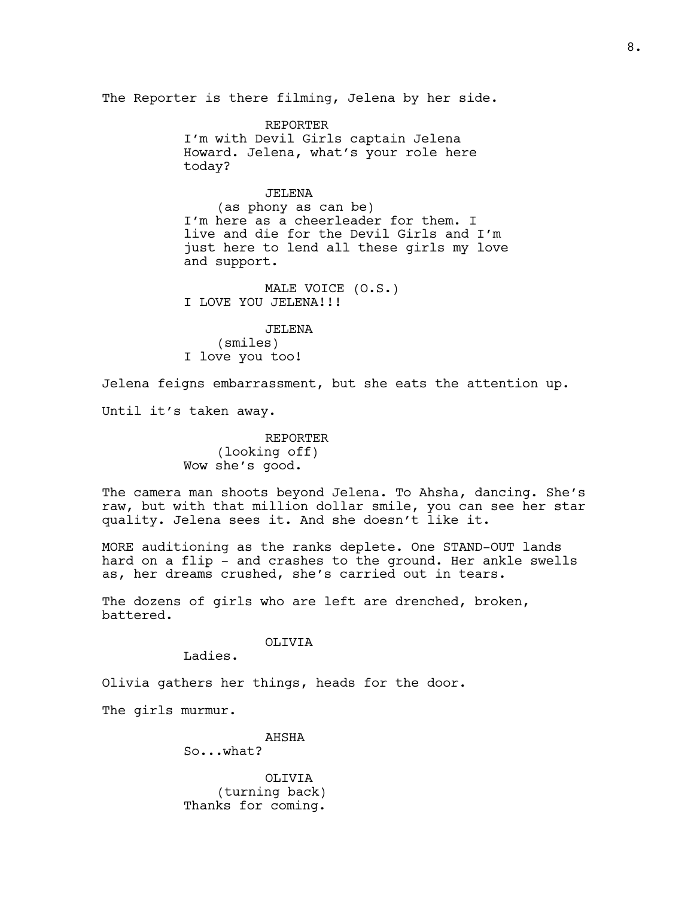The Reporter is there filming, Jelena by her side.

REPORTER
I'm with Devil Girls captain Jelena Howard. Jelena, what's your role here today?

JELENA
(as phony as can be)
I'm here as a cheerleader for them. I live and die for the Devil Girls and I'm just here to lend all these girls my love and support.

MALE VOICE (O.S.)
I LOVE YOU JELENA!!!

JELENA
(smiles)
I love you too!

Jelena feigns embarrassment, but she eats the attention up.

Until it's taken away.

REPORTER
(looking off)
Wow she's good.

The camera man shoots beyond Jelena. To Ahsha, dancing. She's raw, but with that million dollar smile, you can see her star quality. Jelena sees it. And she doesn't like it.

MORE auditioning as the ranks deplete. One STAND-OUT lands hard on a flip - and crashes to the ground. Her ankle swells as, her dreams crushed, she's carried out in tears.

The dozens of girls who are left are drenched, broken, battered.

OLIVIA
Ladies.

Olivia gathers her things, heads for the door.

The girls murmur.

AHSHA
So...what?

OLIVIA
(turning back)
Thanks for coming.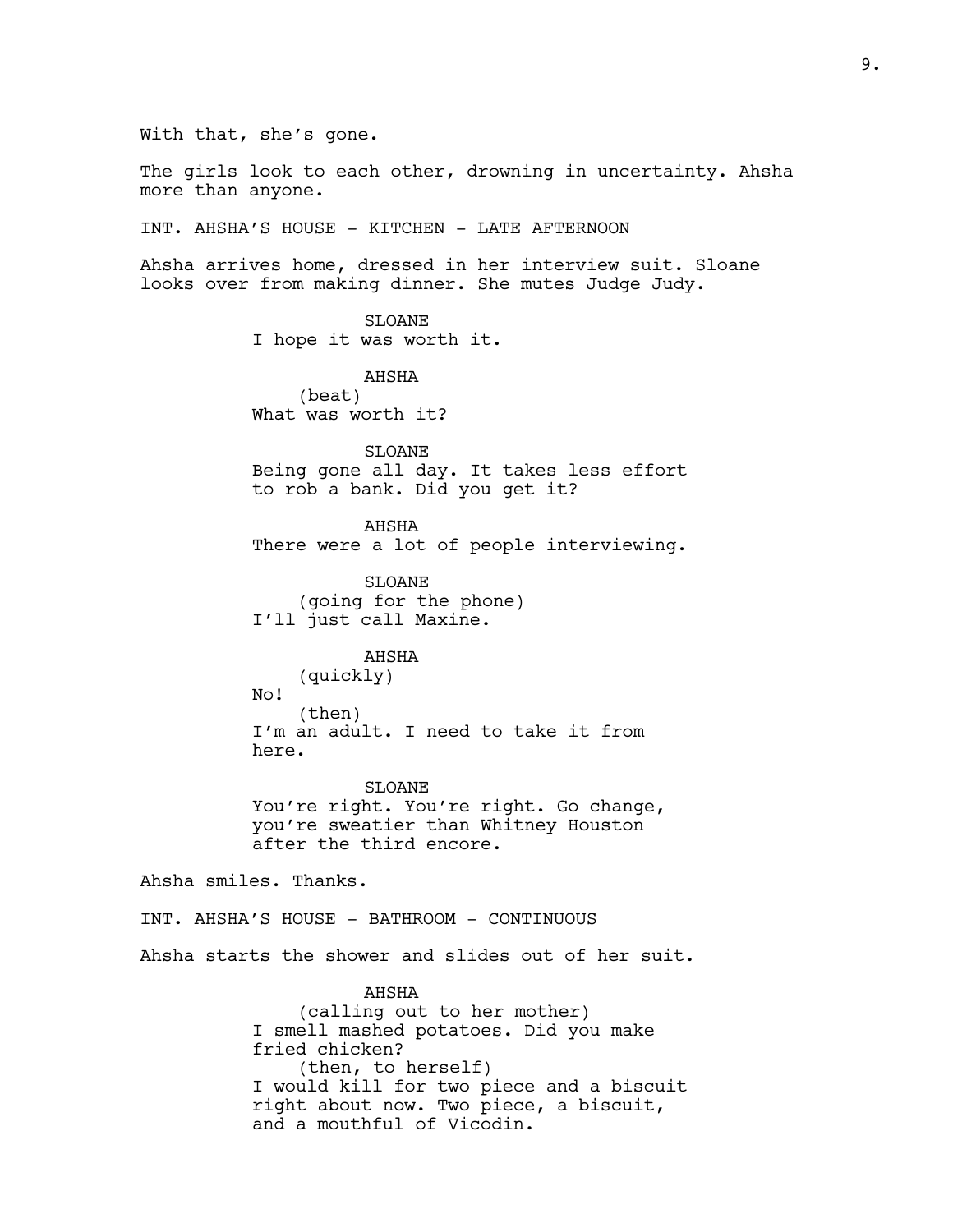With that, she's gone.

The girls look to each other, drowning in uncertainty. Ahsha more than anyone.

INT. AHSHA'S HOUSE - KITCHEN - LATE AFTERNOON

Ahsha arrives home, dressed in her interview suit. Sloane looks over from making dinner. She mutes Judge Judy.

SLOANE
I hope it was worth it.

AHSHA
(beat)
What was worth it?

SLOANE
Being gone all day. It takes less effort to rob a bank. Did you get it?

AHSHA
There were a lot of people interviewing.

SLOANE
(going for the phone)
I'll just call Maxine.

AHSHA
(quickly)
No!
(then)
I'm an adult. I need to take it from here.

SLOANE
You're right. You're right. Go change, you're sweatier than Whitney Houston after the third encore.

Ahsha smiles. Thanks.

INT. AHSHA'S HOUSE - BATHROOM - CONTINUOUS

Ahsha starts the shower and slides out of her suit.

AHSHA
(calling out to her mother)
I smell mashed potatoes. Did you make fried chicken?
(then, to herself)
I would kill for two piece and a biscuit right about now. Two piece, a biscuit, and a mouthful of Vicodin.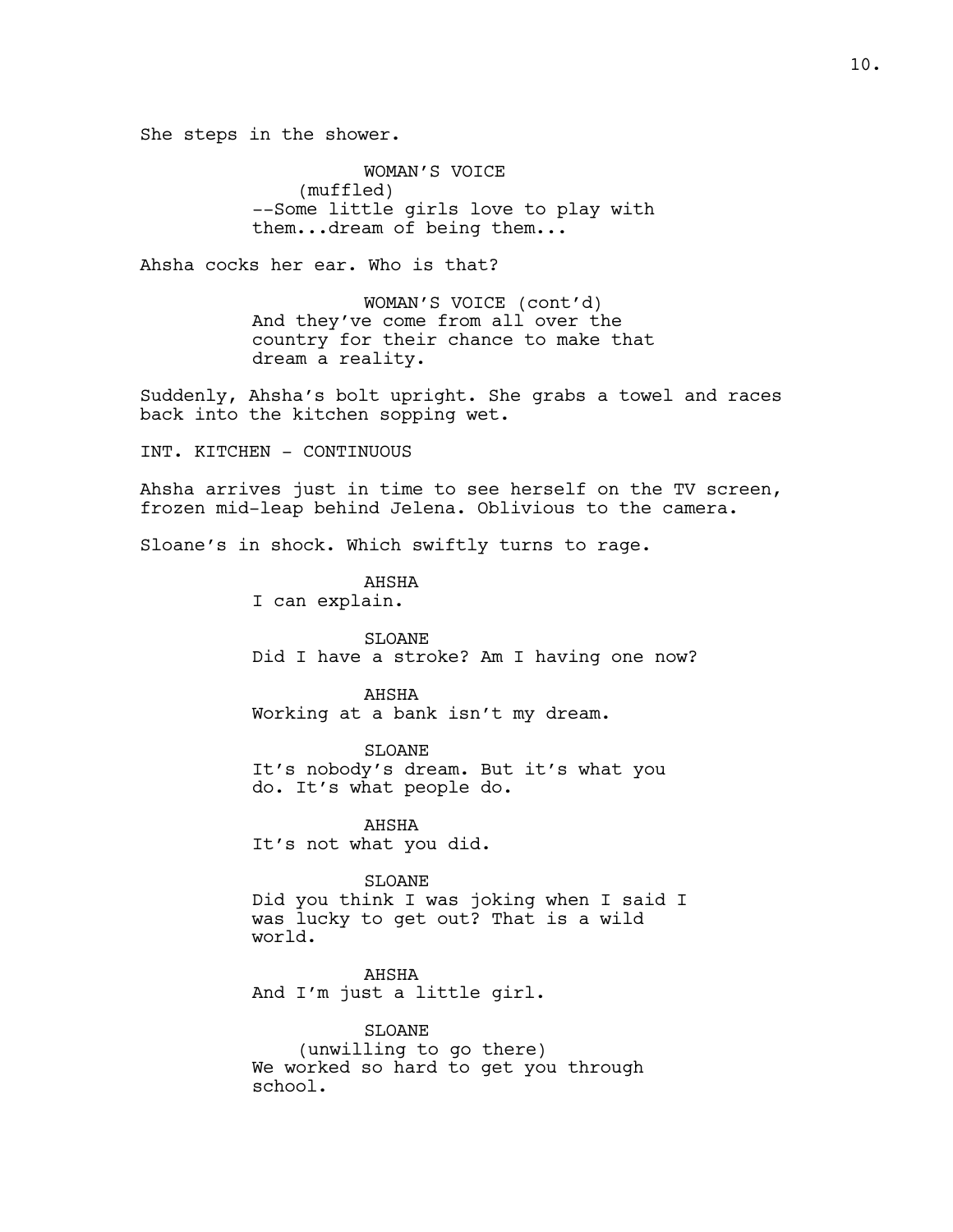She steps in the shower.

WOMAN'S VOICE
(muffled)
--Some little girls love to play with them...dream of being them...

Ahsha cocks her ear. Who is that?

WOMAN'S VOICE (cont'd)
And they've come from all over the country for their chance to make that dream a reality.

Suddenly, Ahsha's bolt upright. She grabs a towel and races back into the kitchen sopping wet.

INT. KITCHEN - CONTINUOUS

Ahsha arrives just in time to see herself on the TV screen, frozen mid-leap behind Jelena. Oblivious to the camera.

Sloane's in shock. Which swiftly turns to rage.

AHSHA
I can explain.

SLOANE
Did I have a stroke? Am I having one now?

AHSHA
Working at a bank isn't my dream.

SLOANE
It's nobody's dream. But it's what you do. It's what people do.

AHSHA
It's not what you did.

SLOANE
Did you think I was joking when I said I was lucky to get out? That is a wild world.

AHSHA
And I'm just a little girl.

SLOANE
(unwilling to go there)
We worked so hard to get you through school.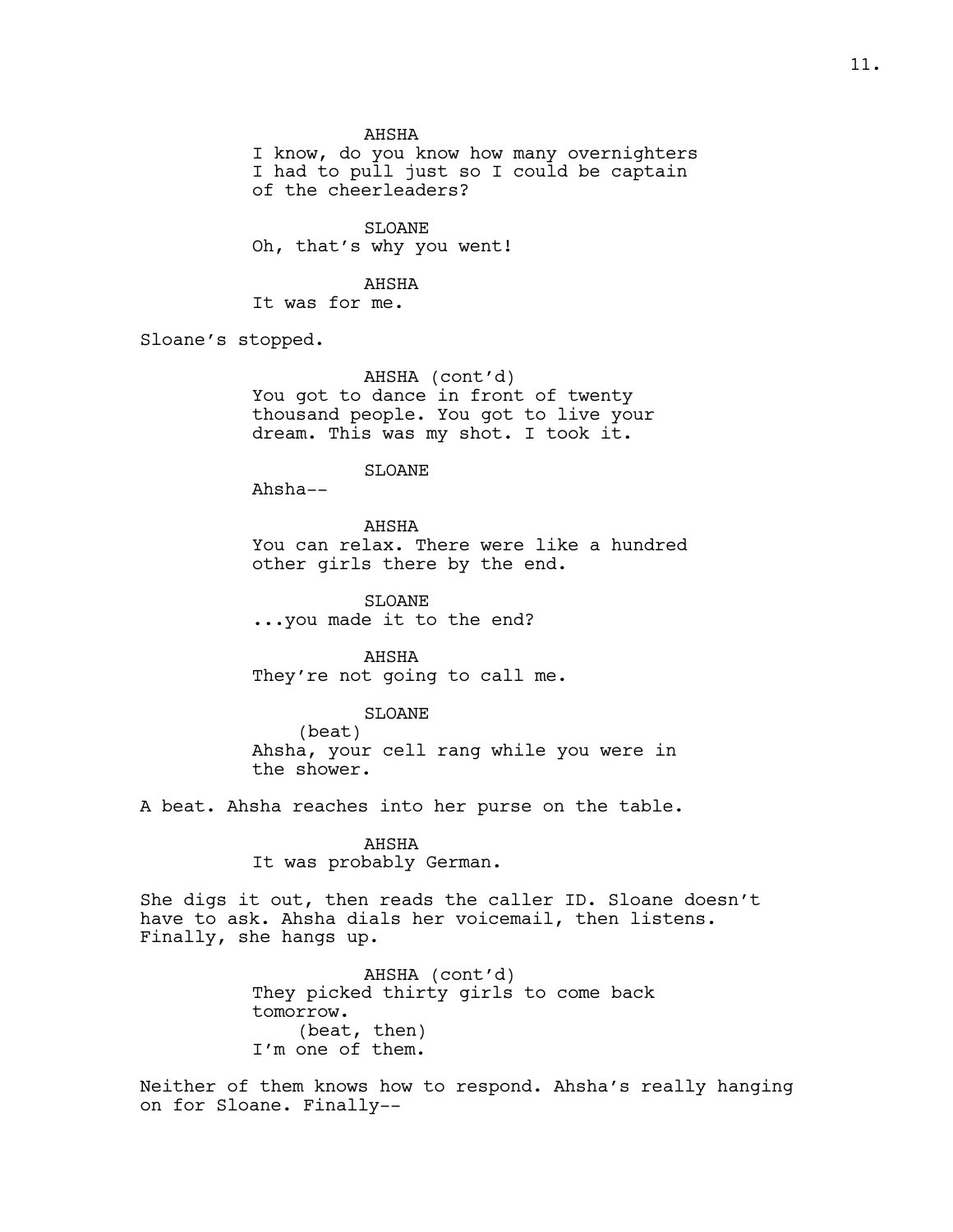AHSHA

I know, do you know how many overnighters I had to pull just so I could be captain of the cheerleaders?

SLOANE

Oh, that's why you went!

AHSHA

It was for me.

Sloane's stopped.

AHSHA (cont'd)

You got to dance in front of twenty thousand people. You got to live your dream. This was my shot. I took it.

SLOANE

Ahsha--

AHSHA

You can relax. There were like a hundred other girls there by the end.

SLOANE

...you made it to the end?

AHSHA

They're not going to call me.

SLOANE

(beat)

Ahsha, your cell rang while you were in the shower.

A beat. Ahsha reaches into her purse on the table.

AHSHA

It was probably German.

She digs it out, then reads the caller ID. Sloane doesn't have to ask. Ahsha dials her voicemail, then listens. Finally, she hangs up.

AHSHA (cont'd)

They picked thirty girls to come back tomorrow.

(beat, then)

I'm one of them.

Neither of them knows how to respond. Ahsha's really hanging on for Sloane. Finally--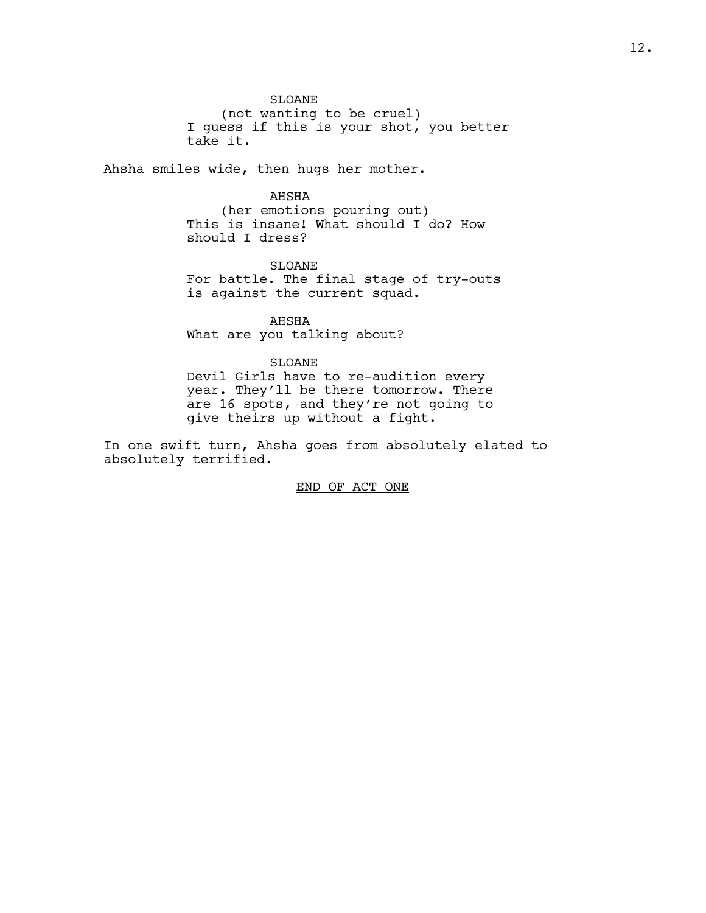SLOANE
(not wanting to be cruel)
I guess if this is your shot, you better take it.

Ahsha smiles wide, then hugs her mother.

AHSHA
(her emotions pouring out)
This is insane! What should I do? How should I dress?

SLOANE
For battle. The final stage of try-outs is against the current squad.

AHSHA
What are you talking about?

SLOANE
Devil Girls have to re-audition every year. They'll be there tomorrow. There are 16 spots, and they're not going to give theirs up without a fight.

In one swift turn, Ahsha goes from absolutely elated to absolutely terrified.

END OF ACT ONE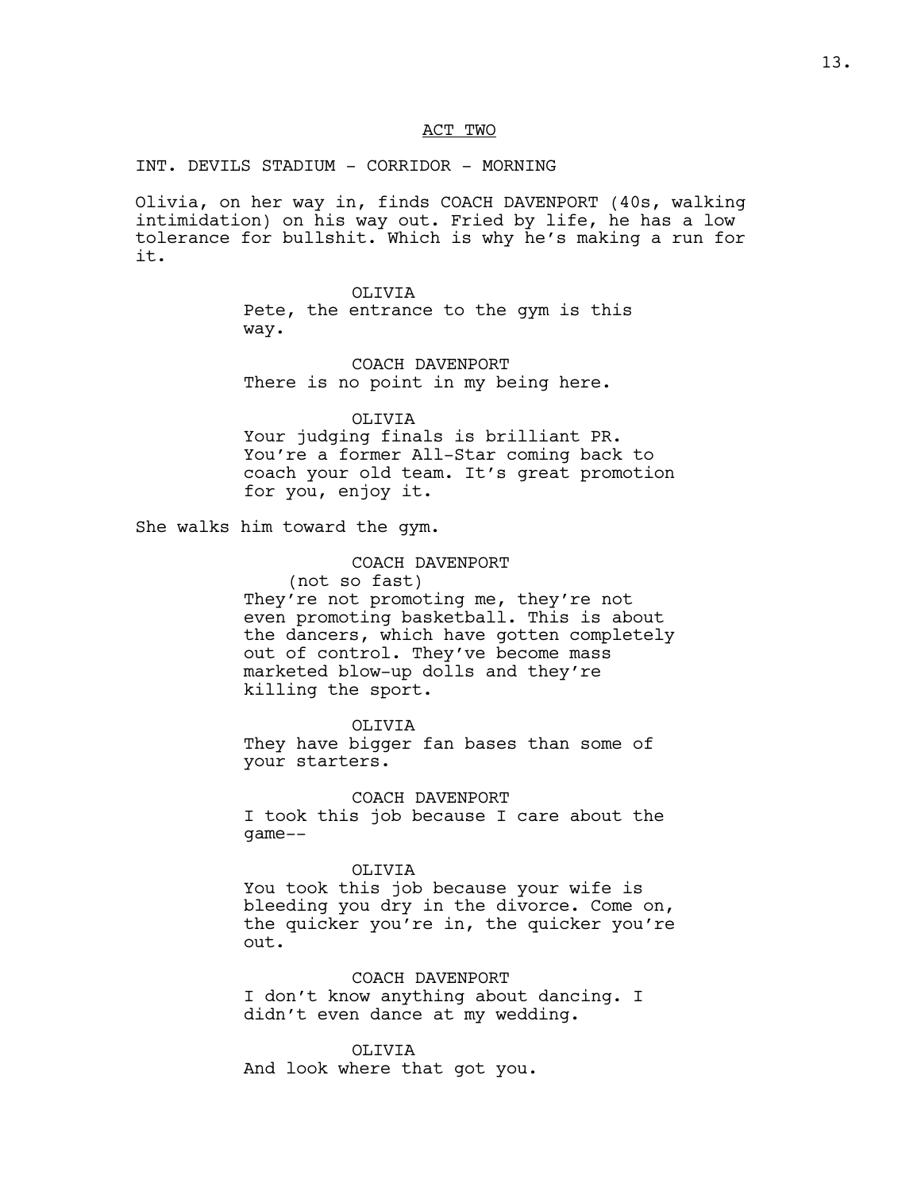ACT TWO

INT. DEVILS STADIUM - CORRIDOR - MORNING

Olivia, on her way in, finds COACH DAVENPORT (40s, walking intimidation) on his way out. Fried by life, he has a low tolerance for bullshit. Which is why he's making a run for it.

OLIVIA
Pete, the entrance to the gym is this way.

COACH DAVENPORT
There is no point in my being here.

OLIVIA
Your judging finals is brilliant PR. You're a former All-Star coming back to coach your old team. It's great promotion for you, enjoy it.

She walks him toward the gym.

COACH DAVENPORT
(not so fast)
They're not promoting me, they're not even promoting basketball. This is about the dancers, which have gotten completely out of control. They've become mass marketed blow-up dolls and they're killing the sport.

OLIVIA
They have bigger fan bases than some of your starters.

COACH DAVENPORT
I took this job because I care about the game--

OLIVIA
You took this job because your wife is bleeding you dry in the divorce. Come on, the quicker you're in, the quicker you're out.

COACH DAVENPORT
I don't know anything about dancing. I didn't even dance at my wedding.

OLIVIA
And look where that got you.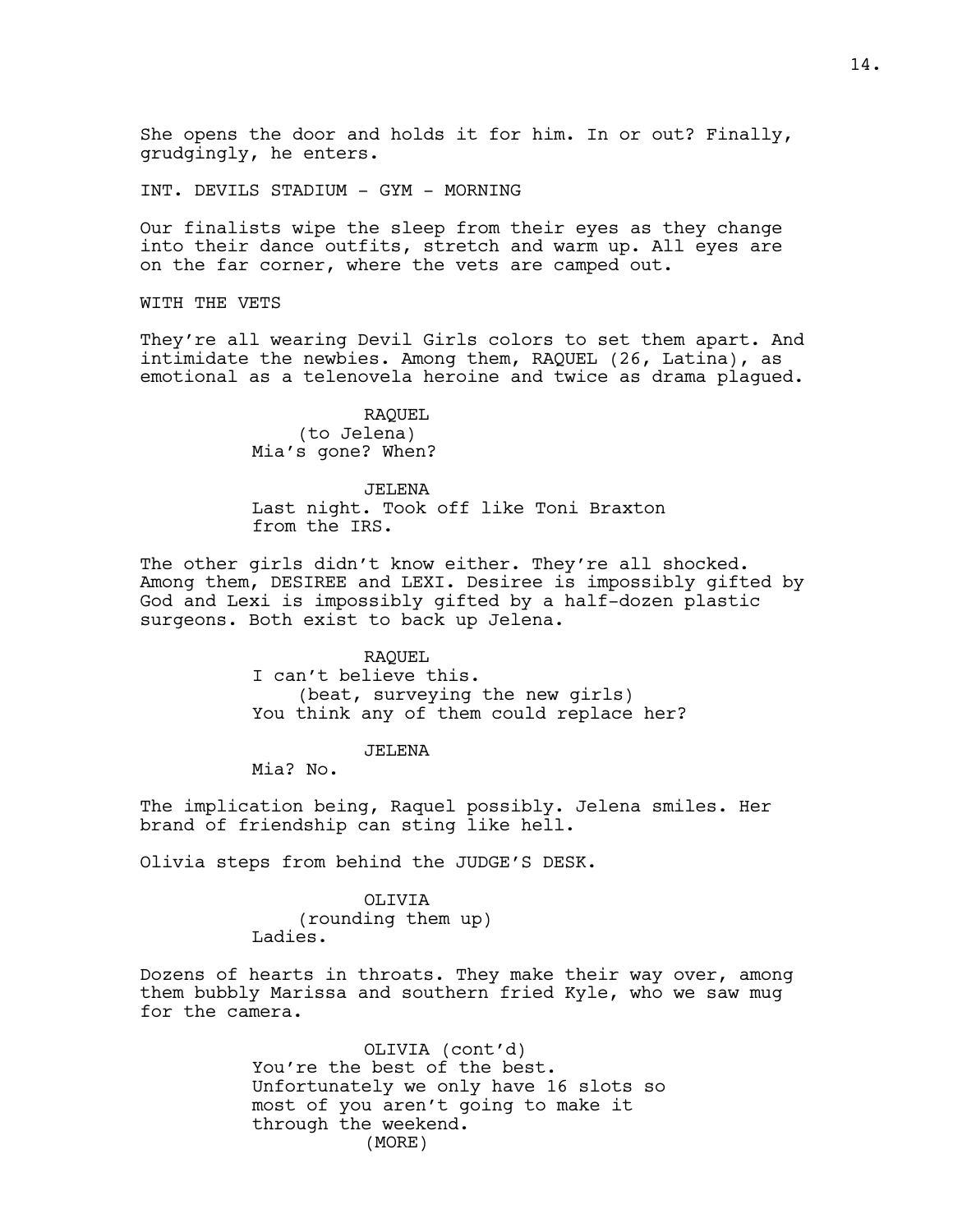She opens the door and holds it for him. In or out? Finally, grudgingly, he enters.

INT. DEVILS STADIUM - GYM - MORNING

Our finalists wipe the sleep from their eyes as they change into their dance outfits, stretch and warm up. All eyes are on the far corner, where the vets are camped out.

WITH THE VETS

They're all wearing Devil Girls colors to set them apart. And intimidate the newbies. Among them, RAQUEL (26, Latina), as emotional as a telenovela heroine and twice as drama plagued.

RAQUEL
(to Jelena)
Mia's gone? When?

JELENA
Last night. Took off like Toni Braxton from the IRS.

The other girls didn't know either. They're all shocked. Among them, DESIREE and LEXI. Desiree is impossibly gifted by God and Lexi is impossibly gifted by a half-dozen plastic surgeons. Both exist to back up Jelena.

RAQUEL
I can't believe this.
(beat, surveying the new girls)
You think any of them could replace her?

JELENA
Mia? No.

The implication being, Raquel possibly. Jelena smiles. Her brand of friendship can sting like hell.

Olivia steps from behind the JUDGE'S DESK.

OLIVIA
(rounding them up)
Ladies.

Dozens of hearts in throats. They make their way over, among them bubbly Marissa and southern fried Kyle, who we saw mug for the camera.

OLIVIA (cont'd)
You're the best of the best. Unfortunately we only have 16 slots so most of you aren't going to make it through the weekend.
(MORE)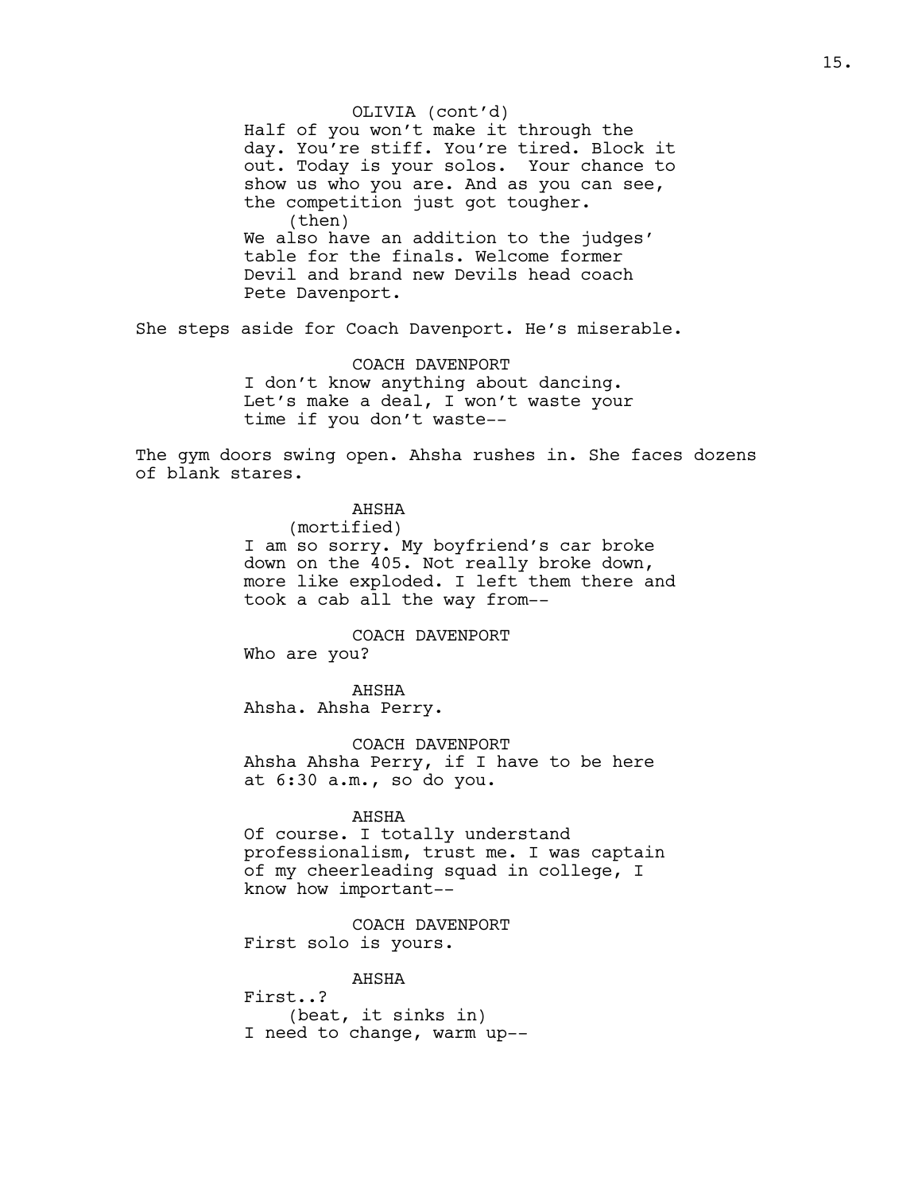OLIVIA (cont'd)
Half of you won't make it through the day. You're stiff. You're tired. Block it out. Today is your solos.  Your chance to show us who you are. And as you can see, the competition just got tougher.
(then)
We also have an addition to the judges' table for the finals. Welcome former Devil and brand new Devils head coach Pete Davenport.

She steps aside for Coach Davenport. He's miserable.

COACH DAVENPORT
I don't know anything about dancing. Let's make a deal, I won't waste your time if you don't waste--

The gym doors swing open. Ahsha rushes in. She faces dozens of blank stares.

AHSHA
(mortified)
I am so sorry. My boyfriend's car broke down on the 405. Not really broke down, more like exploded. I left them there and took a cab all the way from--

COACH DAVENPORT
Who are you?

AHSHA
Ahsha. Ahsha Perry.

COACH DAVENPORT
Ahsha Ahsha Perry, if I have to be here at 6:30 a.m., so do you.

AHSHA
Of course. I totally understand professionalism, trust me. I was captain of my cheerleading squad in college, I know how important--

COACH DAVENPORT
First solo is yours.

AHSHA
First..?
(beat, it sinks in)
I need to change, warm up--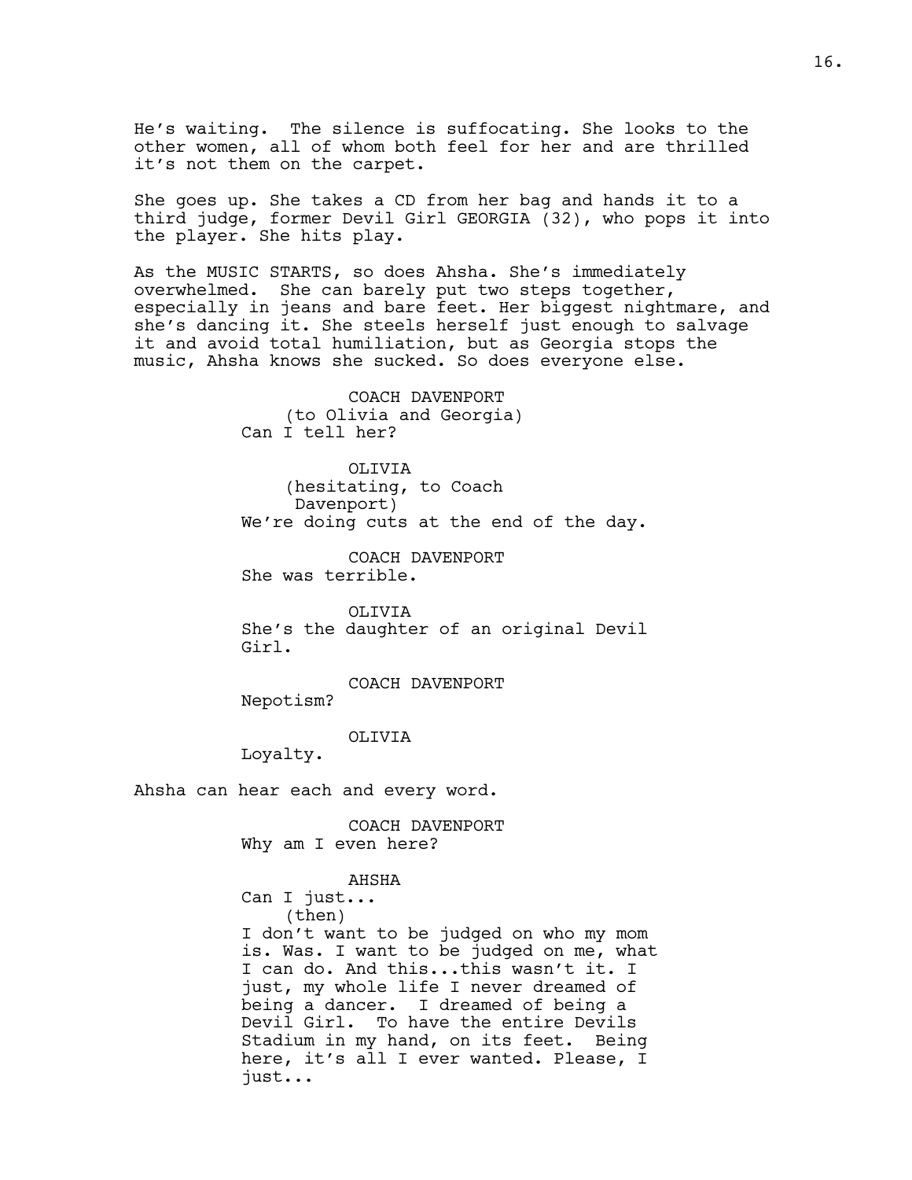He's waiting. The silence is suffocating. She looks to the other women, all of whom both feel for her and are thrilled it's not them on the carpet.

She goes up. She takes a CD from her bag and hands it to a third judge, former Devil Girl GEORGIA (32), who pops it into the player. She hits play.

As the MUSIC STARTS, so does Ahsha. She's immediately overwhelmed. She can barely put two steps together, especially in jeans and bare feet. Her biggest nightmare, and she's dancing it. She steels herself just enough to salvage it and avoid total humiliation, but as Georgia stops the music, Ahsha knows she sucked. So does everyone else.

COACH DAVENPORT
(to Olivia and Georgia)
Can I tell her?

OLIVIA
(hesitating, to Coach Davenport)
We're doing cuts at the end of the day.

COACH DAVENPORT
She was terrible.

OLIVIA
She's the daughter of an original Devil Girl.

COACH DAVENPORT
Nepotism?

OLIVIA
Loyalty.

Ahsha can hear each and every word.

COACH DAVENPORT
Why am I even here?

AHSHA
Can I just...
(then)
I don't want to be judged on who my mom is. Was. I want to be judged on me, what I can do. And this...this wasn't it. I just, my whole life I never dreamed of being a dancer. I dreamed of being a Devil Girl. To have the entire Devils Stadium in my hand, on its feet. Being here, it's all I ever wanted. Please, I just...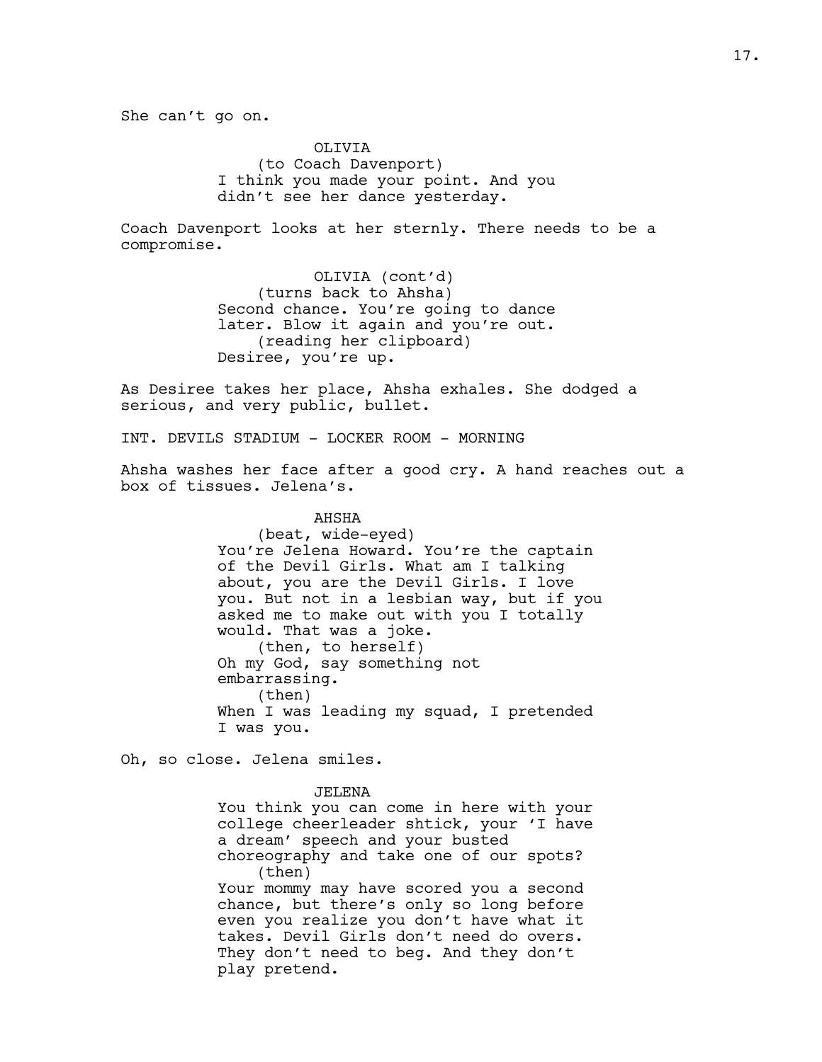She can't go on.

OLIVIA
(to Coach Davenport)
I think you made your point. And you didn't see her dance yesterday.

Coach Davenport looks at her sternly. There needs to be a compromise.

OLIVIA (cont'd)
(turns back to Ahsha)
Second chance. You're going to dance later. Blow it again and you're out.
(reading her clipboard)
Desiree, you're up.

As Desiree takes her place, Ahsha exhales. She dodged a serious, and very public, bullet.

INT. DEVILS STADIUM - LOCKER ROOM - MORNING

Ahsha washes her face after a good cry. A hand reaches out a box of tissues. Jelena's.

AHSHA
(beat, wide-eyed)
You're Jelena Howard. You're the captain of the Devil Girls. What am I talking about, you are the Devil Girls. I love you. But not in a lesbian way, but if you asked me to make out with you I totally would. That was a joke.
(then, to herself)
Oh my God, say something not embarrassing.
(then)
When I was leading my squad, I pretended I was you.

Oh, so close. Jelena smiles.

JELENA
You think you can come in here with your college cheerleader shtick, your 'I have a dream' speech and your busted choreography and take one of our spots?
(then)
Your mommy may have scored you a second chance, but there's only so long before even you realize you don't have what it takes. Devil Girls don't need do overs. They don't need to beg. And they don't play pretend.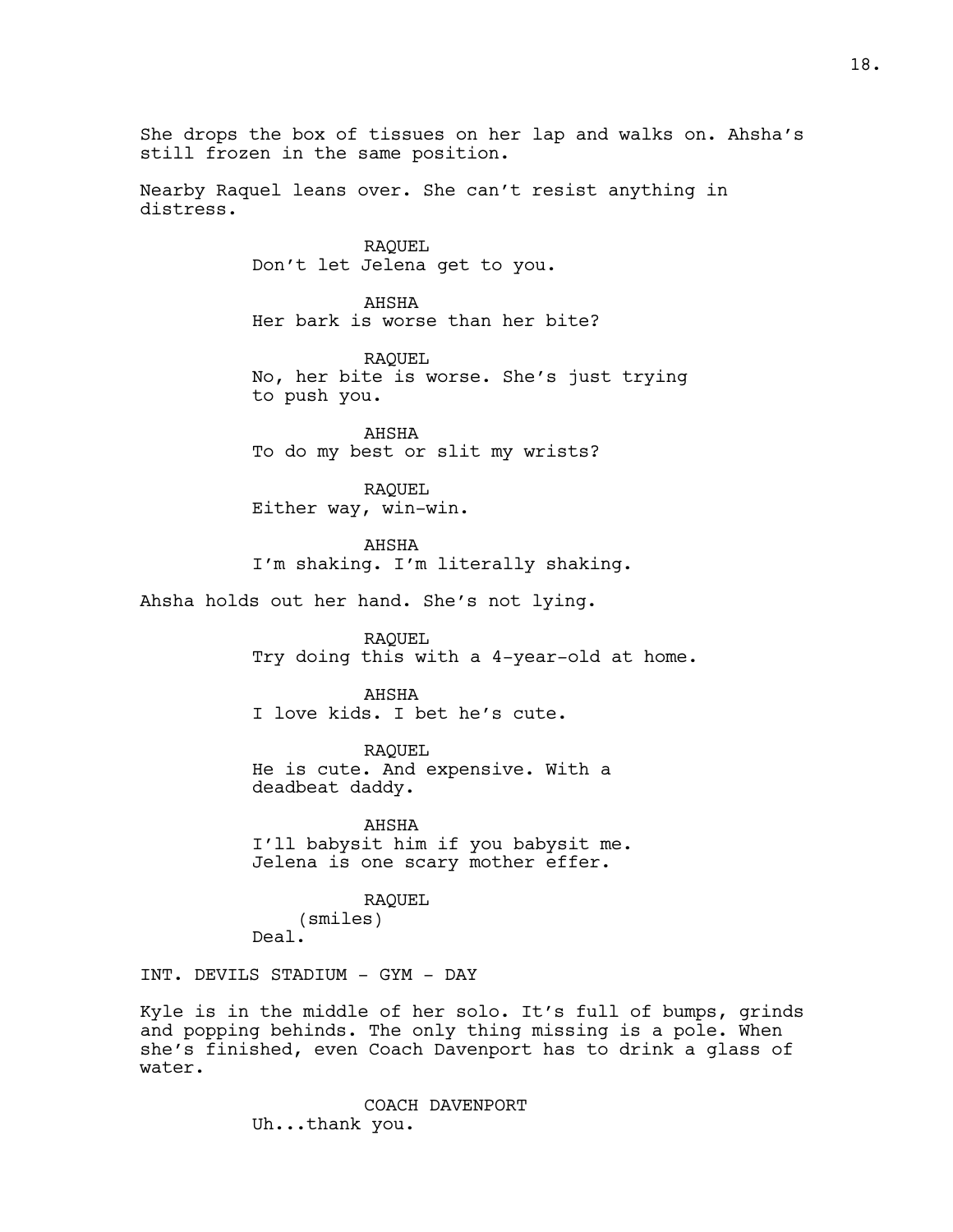She drops the box of tissues on her lap and walks on. Ahsha's still frozen in the same position.

Nearby Raquel leans over. She can't resist anything in distress.

RAQUEL
Don't let Jelena get to you.

AHSHA
Her bark is worse than her bite?

RAQUEL
No, her bite is worse. She's just trying to push you.

AHSHA
To do my best or slit my wrists?

RAQUEL
Either way, win-win.

AHSHA
I'm shaking. I'm literally shaking.

Ahsha holds out her hand. She's not lying.

RAQUEL
Try doing this with a 4-year-old at home.

AHSHA
I love kids. I bet he's cute.

RAQUEL
He is cute. And expensive. With a deadbeat daddy.

AHSHA
I'll babysit him if you babysit me. Jelena is one scary mother effer.

RAQUEL
(smiles)
Deal.

INT. DEVILS STADIUM - GYM - DAY

Kyle is in the middle of her solo. It's full of bumps, grinds and popping behinds. The only thing missing is a pole. When she's finished, even Coach Davenport has to drink a glass of water.

COACH DAVENPORT
Uh...thank you.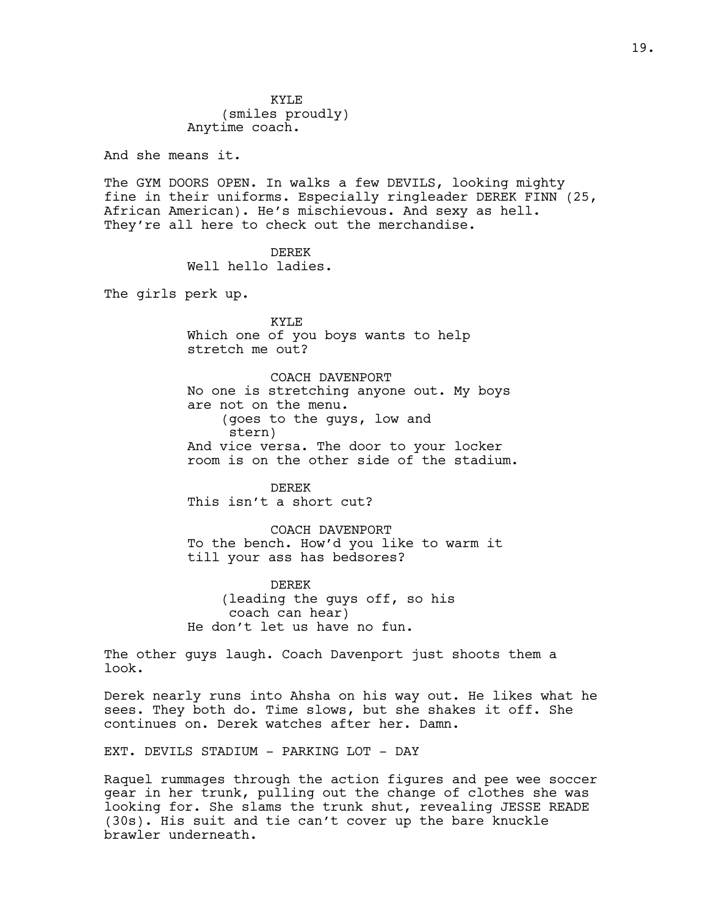KYLE
(smiles proudly)
Anytime coach.

And she means it.

The GYM DOORS OPEN. In walks a few DEVILS, looking mighty fine in their uniforms. Especially ringleader DEREK FINN (25, African American). He's mischievous. And sexy as hell. They're all here to check out the merchandise.

DEREK
Well hello ladies.

The girls perk up.

KYLE
Which one of you boys wants to help stretch me out?

COACH DAVENPORT
No one is stretching anyone out. My boys are not on the menu.
(goes to the guys, low and stern)
And vice versa. The door to your locker room is on the other side of the stadium.

DEREK
This isn't a short cut?

COACH DAVENPORT
To the bench. How'd you like to warm it till your ass has bedsores?

DEREK
(leading the guys off, so his coach can hear)
He don't let us have no fun.

The other guys laugh. Coach Davenport just shoots them a look.

Derek nearly runs into Ahsha on his way out. He likes what he sees. They both do. Time slows, but she shakes it off. She continues on. Derek watches after her. Damn.

EXT. DEVILS STADIUM - PARKING LOT - DAY

Raquel rummages through the action figures and pee wee soccer gear in her trunk, pulling out the change of clothes she was looking for. She slams the trunk shut, revealing JESSE READE (30s). His suit and tie can't cover up the bare knuckle brawler underneath.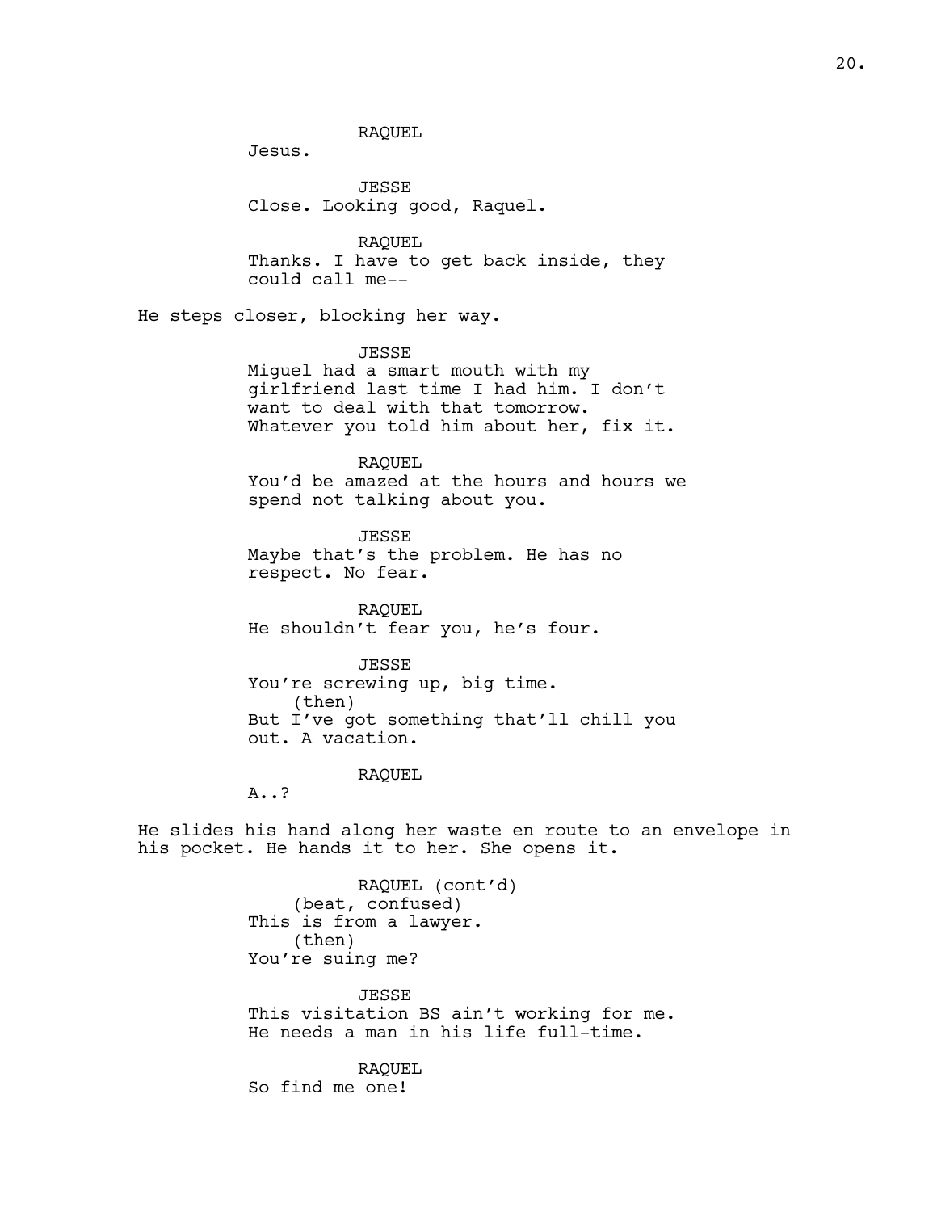RAQUEL
Jesus.

JESSE
Close. Looking good, Raquel.

RAQUEL
Thanks. I have to get back inside, they could call me--

He steps closer, blocking her way.

JESSE
Miguel had a smart mouth with my girlfriend last time I had him. I don't want to deal with that tomorrow. Whatever you told him about her, fix it.

RAQUEL
You'd be amazed at the hours and hours we spend not talking about you.

JESSE
Maybe that's the problem. He has no respect. No fear.

RAQUEL
He shouldn't fear you, he's four.

JESSE
You're screwing up, big time.
(then)
But I've got something that'll chill you out. A vacation.

RAQUEL
A..?

He slides his hand along her waste en route to an envelope in his pocket. He hands it to her. She opens it.

RAQUEL (cont'd)
(beat, confused)
This is from a lawyer.
(then)
You're suing me?

JESSE
This visitation BS ain't working for me. He needs a man in his life full-time.

RAQUEL
So find me one!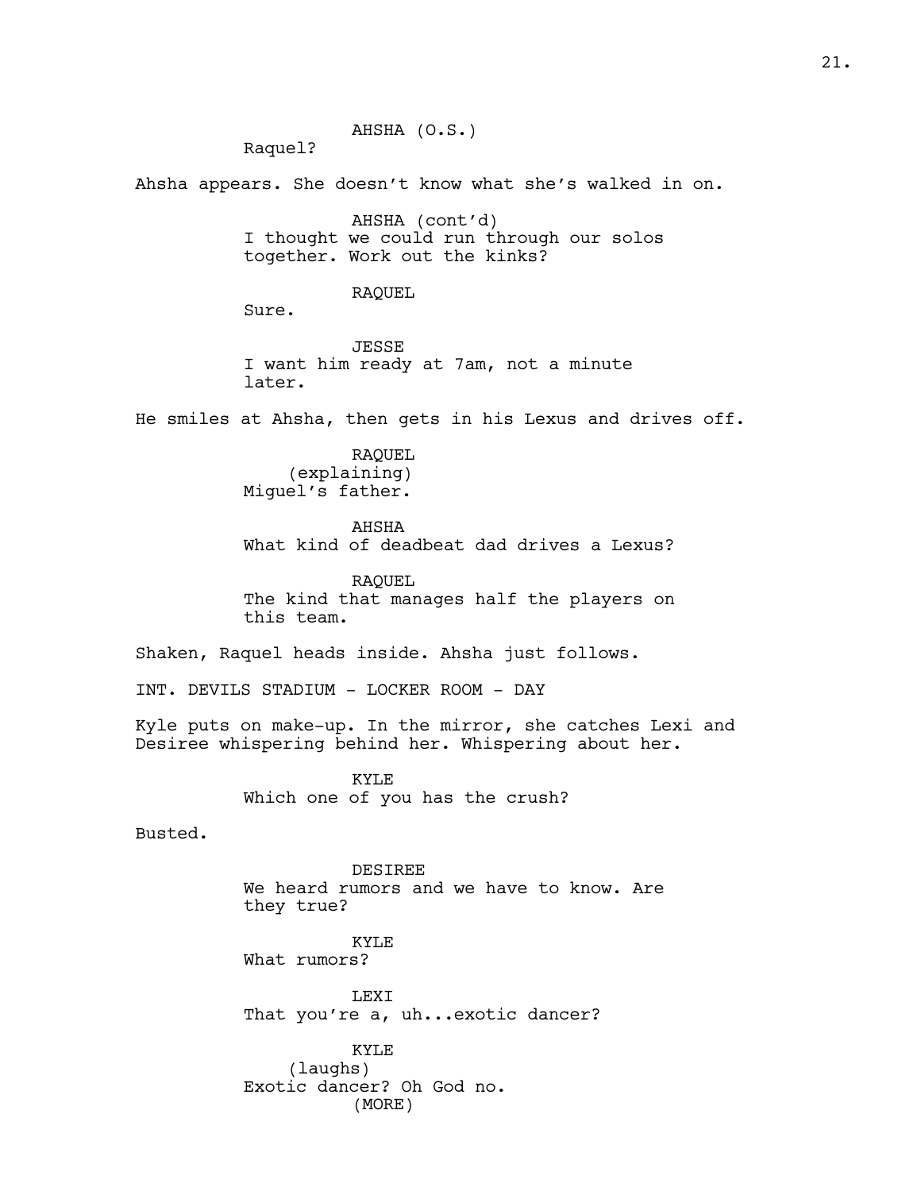AHSHA (O.S.)
Raquel?

Ahsha appears. She doesn't know what she's walked in on.

AHSHA (cont'd)
I thought we could run through our solos together. Work out the kinks?

RAQUEL
Sure.

JESSE
I want him ready at 7am, not a minute later.

He smiles at Ahsha, then gets in his Lexus and drives off.

RAQUEL
(explaining)
Miguel's father.

AHSHA
What kind of deadbeat dad drives a Lexus?

RAQUEL
The kind that manages half the players on this team.

Shaken, Raquel heads inside. Ahsha just follows.

INT. DEVILS STADIUM - LOCKER ROOM - DAY

Kyle puts on make-up. In the mirror, she catches Lexi and Desiree whispering behind her. Whispering about her.

KYLE
Which one of you has the crush?

Busted.

DESIREE
We heard rumors and we have to know. Are they true?

KYLE
What rumors?

LEXI
That you're a, uh...exotic dancer?

KYLE
(laughs)
Exotic dancer? Oh God no.
(MORE)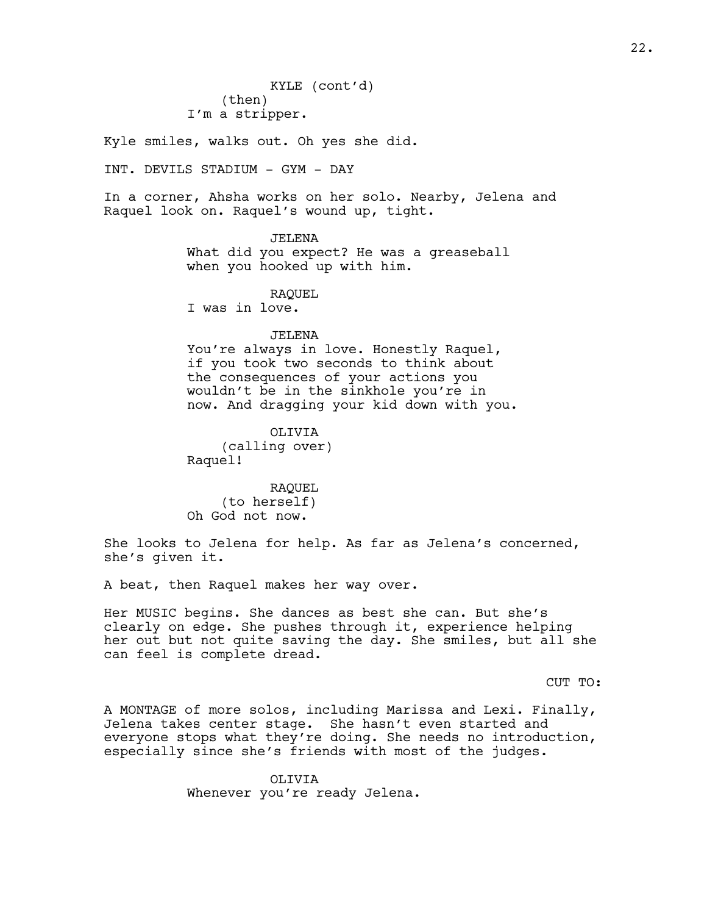KYLE (cont'd)
(then)
I'm a stripper.

Kyle smiles, walks out. Oh yes she did.

INT. DEVILS STADIUM - GYM - DAY

In a corner, Ahsha works on her solo. Nearby, Jelena and Raquel look on. Raquel's wound up, tight.

JELENA
What did you expect? He was a greaseball when you hooked up with him.

RAQUEL
I was in love.

JELENA
You're always in love. Honestly Raquel, if you took two seconds to think about the consequences of your actions you wouldn't be in the sinkhole you're in now. And dragging your kid down with you.

OLIVIA
(calling over)
Raquel!

RAQUEL
(to herself)
Oh God not now.

She looks to Jelena for help. As far as Jelena's concerned, she's given it.

A beat, then Raquel makes her way over.

Her MUSIC begins. She dances as best she can. But she's clearly on edge. She pushes through it, experience helping her out but not quite saving the day. She smiles, but all she can feel is complete dread.

CUT TO:

A MONTAGE of more solos, including Marissa and Lexi. Finally, Jelena takes center stage. She hasn't even started and everyone stops what they're doing. She needs no introduction, especially since she's friends with most of the judges.

OLIVIA
Whenever you're ready Jelena.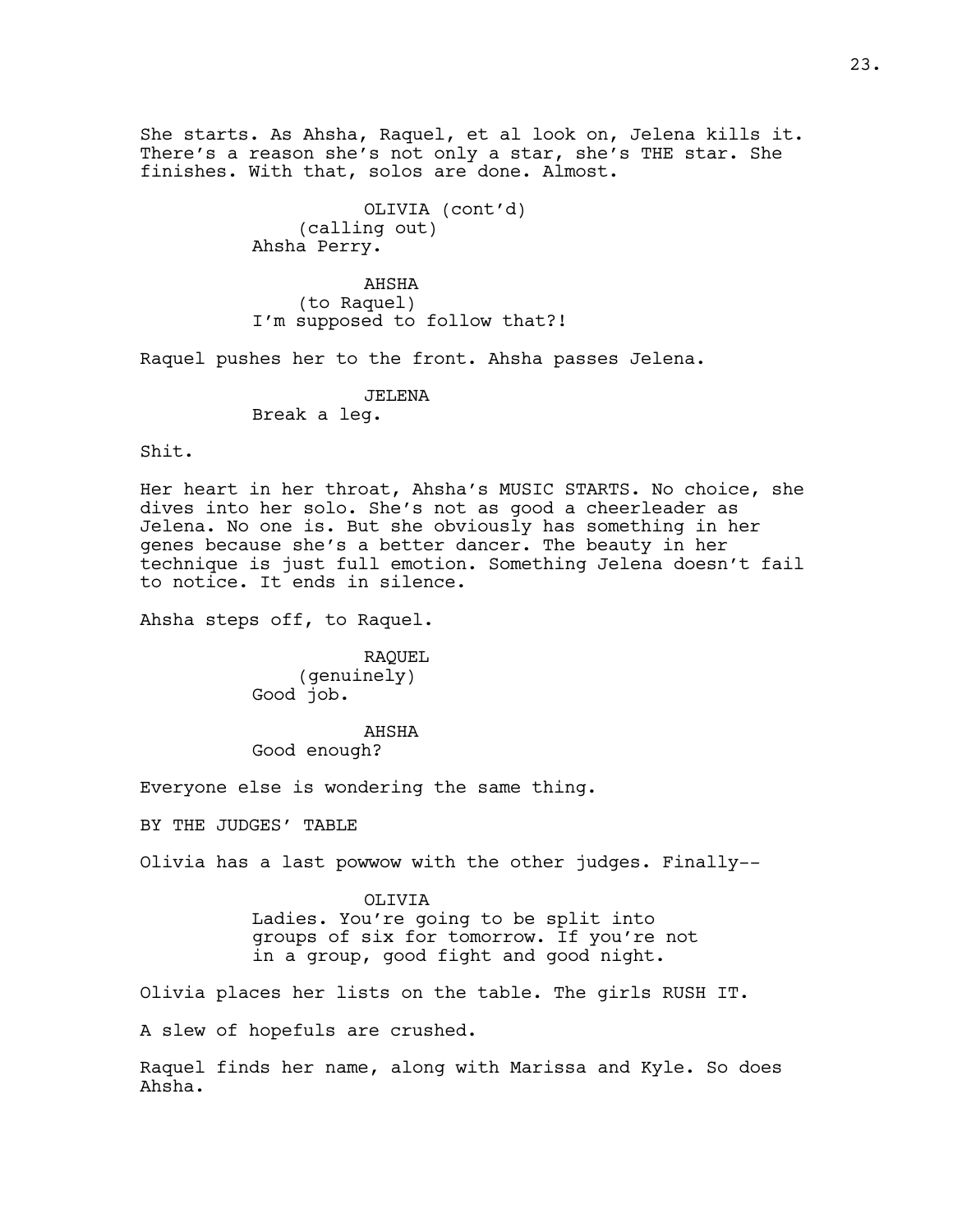She starts. As Ahsha, Raquel, et al look on, Jelena kills it. There's a reason she's not only a star, she's THE star. She finishes. With that, solos are done. Almost.

OLIVIA (cont'd)
(calling out)
Ahsha Perry.

AHSHA
(to Raquel)
I'm supposed to follow that?!

Raquel pushes her to the front. Ahsha passes Jelena.

JELENA
Break a leg.

Shit.

Her heart in her throat, Ahsha's MUSIC STARTS. No choice, she dives into her solo. She's not as good a cheerleader as Jelena. No one is. But she obviously has something in her genes because she's a better dancer. The beauty in her technique is just full emotion. Something Jelena doesn't fail to notice. It ends in silence.

Ahsha steps off, to Raquel.

RAQUEL
(genuinely)
Good job.

AHSHA
Good enough?

Everyone else is wondering the same thing.

BY THE JUDGES' TABLE

Olivia has a last powwow with the other judges. Finally--

OLIVIA
Ladies. You're going to be split into groups of six for tomorrow. If you're not in a group, good fight and good night.

Olivia places her lists on the table. The girls RUSH IT.

A slew of hopefuls are crushed.

Raquel finds her name, along with Marissa and Kyle. So does Ahsha.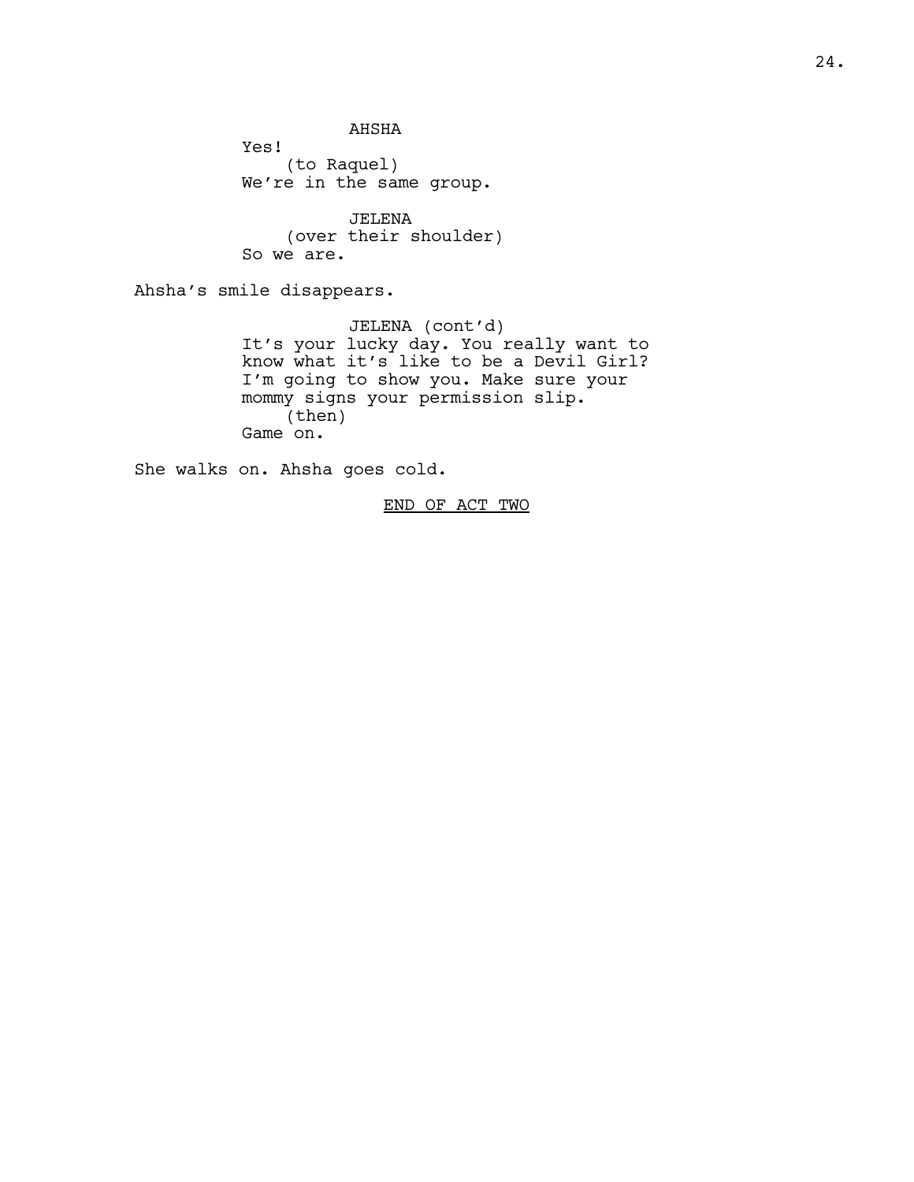AHSHA

Yes!

(to Raquel)

We're in the same group.

JELENA

(over their shoulder)

So we are.

Ahsha's smile disappears.

JELENA (cont'd)

It's your lucky day. You really want to know what it's like to be a Devil Girl? I'm going to show you. Make sure your mommy signs your permission slip.

(then)

Game on.

She walks on. Ahsha goes cold.

<u>END OF ACT TWO</u>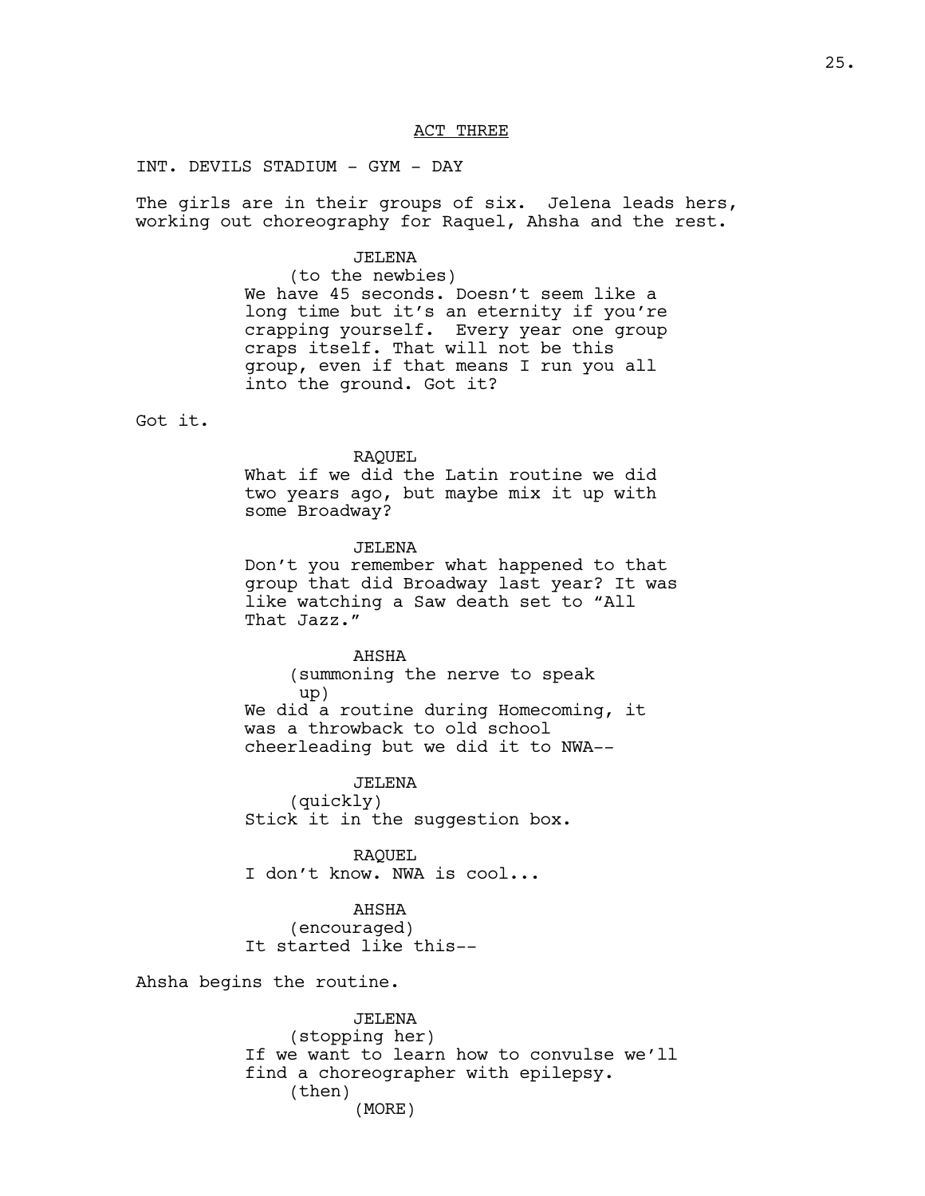ACT THREE

INT. DEVILS STADIUM - GYM - DAY

The girls are in their groups of six. Jelena leads hers, working out choreography for Raquel, Ahsha and the rest.

JELENA
(to the newbies)
We have 45 seconds. Doesn't seem like a long time but it's an eternity if you're crapping yourself. Every year one group craps itself. That will not be this group, even if that means I run you all into the ground. Got it?

Got it.

RAQUEL
What if we did the Latin routine we did two years ago, but maybe mix it up with some Broadway?

JELENA
Don't you remember what happened to that group that did Broadway last year? It was like watching a Saw death set to "All That Jazz."

AHSHA
(summoning the nerve to speak up)
We did a routine during Homecoming, it was a throwback to old school cheerleading but we did it to NWA--

JELENA
(quickly)
Stick it in the suggestion box.

RAQUEL
I don't know. NWA is cool...

AHSHA
(encouraged)
It started like this--

Ahsha begins the routine.

JELENA
(stopping her)
If we want to learn how to convulse we'll find a choreographer with epilepsy.
(then)
(MORE)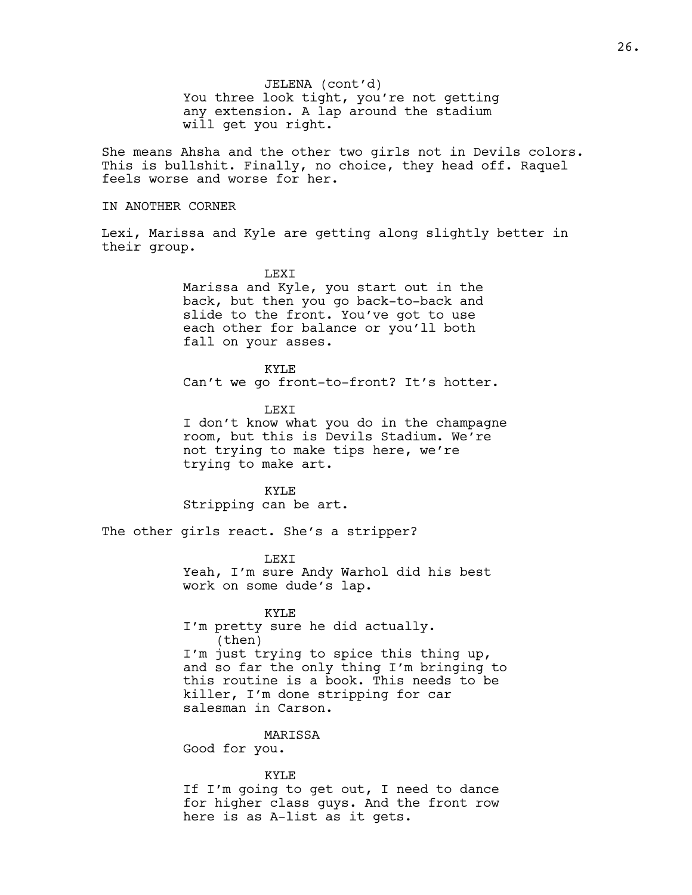JELENA (cont'd)
You three look tight, you're not getting any extension. A lap around the stadium will get you right.

She means Ahsha and the other two girls not in Devils colors. This is bullshit. Finally, no choice, they head off. Raquel feels worse and worse for her.

IN ANOTHER CORNER

Lexi, Marissa and Kyle are getting along slightly better in their group.

LEXI
Marissa and Kyle, you start out in the back, but then you go back-to-back and slide to the front. You've got to use each other for balance or you'll both fall on your asses.

KYLE
Can't we go front-to-front? It's hotter.

LEXI
I don't know what you do in the champagne room, but this is Devils Stadium. We're not trying to make tips here, we're trying to make art.

KYLE
Stripping can be art.

The other girls react. She's a stripper?

LEXI
Yeah, I'm sure Andy Warhol did his best work on some dude's lap.

KYLE
I'm pretty sure he did actually.
(then)
I'm just trying to spice this thing up, and so far the only thing I'm bringing to this routine is a book. This needs to be killer, I'm done stripping for car salesman in Carson.

MARISSA
Good for you.

KYLE
If I'm going to get out, I need to dance for higher class guys. And the front row here is as A-list as it gets.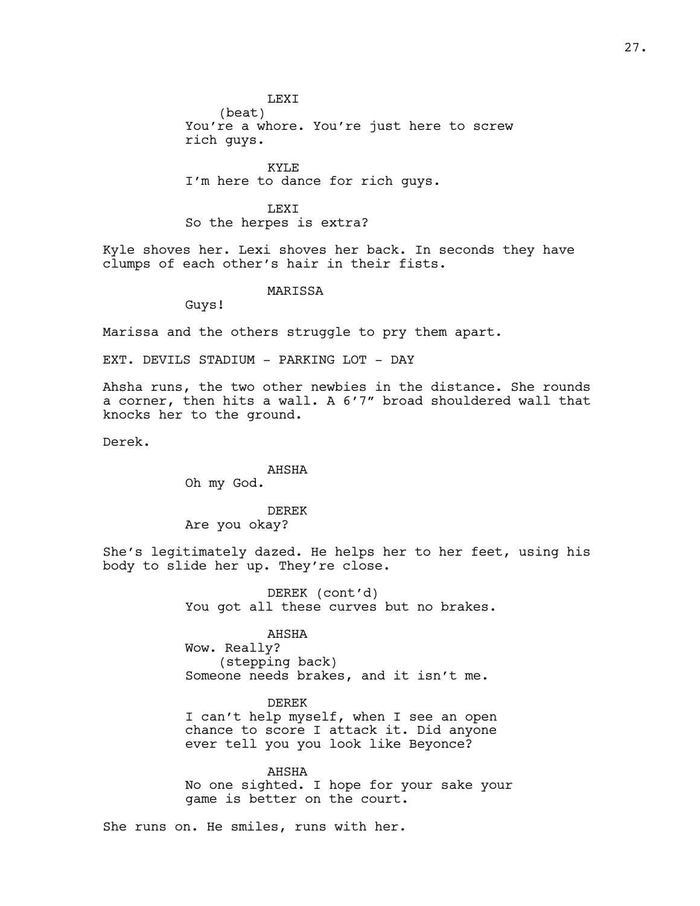LEXI
(beat)
You're a whore. You're just here to screw rich guys.

KYLE
I'm here to dance for rich guys.

LEXI
So the herpes is extra?

Kyle shoves her. Lexi shoves her back. In seconds they have clumps of each other's hair in their fists.

MARISSA
Guys!

Marissa and the others struggle to pry them apart.

EXT. DEVILS STADIUM - PARKING LOT - DAY

Ahsha runs, the two other newbies in the distance. She rounds a corner, then hits a wall. A 6'7" broad shouldered wall that knocks her to the ground.

Derek.

AHSHA
Oh my God.

DEREK
Are you okay?

She's legitimately dazed. He helps her to her feet, using his body to slide her up. They're close.

DEREK (cont'd)
You got all these curves but no brakes.

AHSHA
Wow. Really?
(stepping back)
Someone needs brakes, and it isn't me.

DEREK
I can't help myself, when I see an open chance to score I attack it. Did anyone ever tell you you look like Beyonce?

AHSHA
No one sighted. I hope for your sake your game is better on the court.

She runs on. He smiles, runs with her.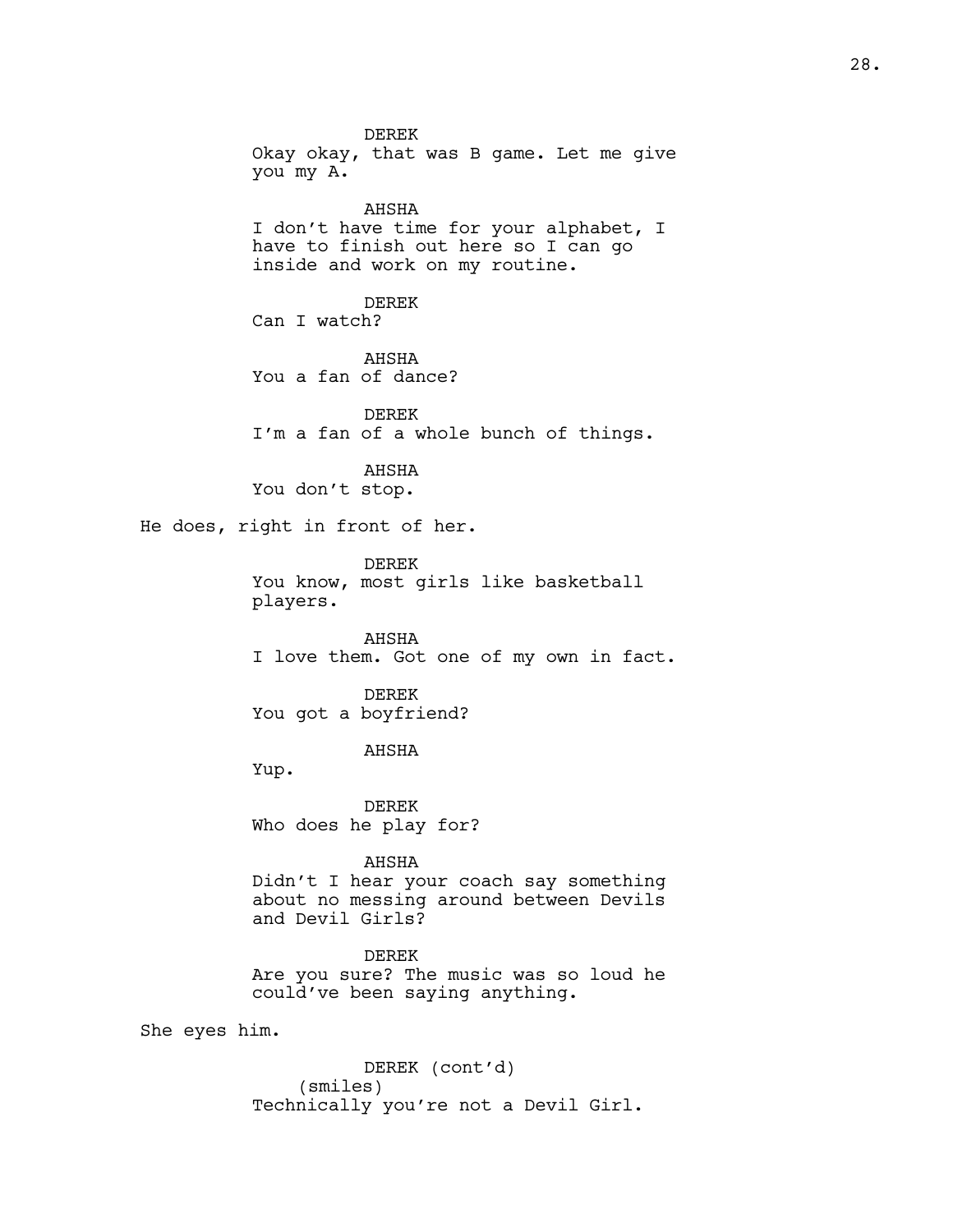DEREK

Okay okay, that was B game. Let me give you my A.

AHSHA

I don't have time for your alphabet, I have to finish out here so I can go inside and work on my routine.

DEREK

Can I watch?

AHSHA

You a fan of dance?

DEREK

I'm a fan of a whole bunch of things.

AHSHA

You don't stop.

He does, right in front of her.

DEREK

You know, most girls like basketball players.

AHSHA

I love them. Got one of my own in fact.

DEREK

You got a boyfriend?

AHSHA

Yup.

DEREK

Who does he play for?

AHSHA

Didn't I hear your coach say something about no messing around between Devils and Devil Girls?

DEREK

Are you sure? The music was so loud he could've been saying anything.

She eyes him.

DEREK (cont'd)

(smiles)

Technically you're not a Devil Girl.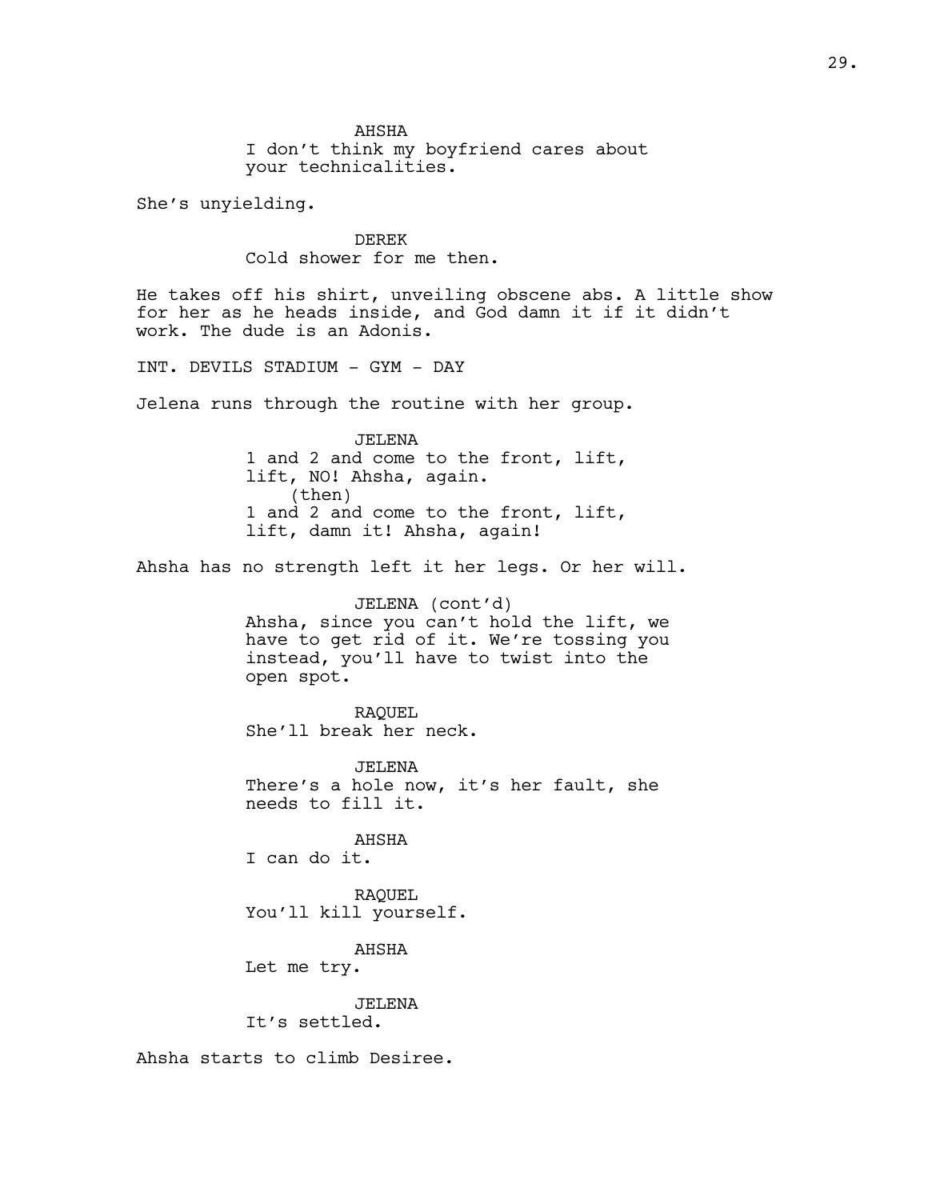AHSHA
I don't think my boyfriend cares about your technicalities.

She's unyielding.

DEREK
Cold shower for me then.

He takes off his shirt, unveiling obscene abs. A little show for her as he heads inside, and God damn it if it didn't work. The dude is an Adonis.

INT. DEVILS STADIUM - GYM - DAY

Jelena runs through the routine with her group.

JELENA
1 and 2 and come to the front, lift, lift, NO! Ahsha, again.
(then)
1 and 2 and come to the front, lift, lift, damn it! Ahsha, again!

Ahsha has no strength left it her legs. Or her will.

JELENA (cont'd)
Ahsha, since you can't hold the lift, we have to get rid of it. We're tossing you instead, you'll have to twist into the open spot.

RAQUEL
She'll break her neck.

JELENA
There's a hole now, it's her fault, she needs to fill it.

AHSHA
I can do it.

RAQUEL
You'll kill yourself.

AHSHA
Let me try.

JELENA
It's settled.

Ahsha starts to climb Desiree.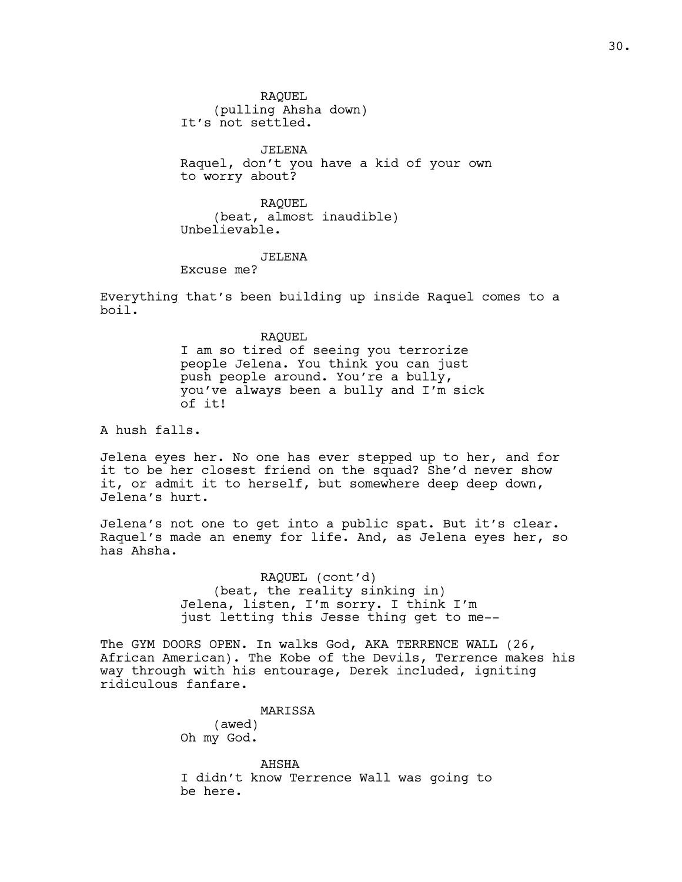RAQUEL
(pulling Ahsha down)
It's not settled.

JELENA
Raquel, don't you have a kid of your own to worry about?

RAQUEL
(beat, almost inaudible)
Unbelievable.

JELENA
Excuse me?

Everything that's been building up inside Raquel comes to a boil.

RAQUEL
I am so tired of seeing you terrorize people Jelena. You think you can just push people around. You're a bully, you've always been a bully and I'm sick of it!

A hush falls.

Jelena eyes her. No one has ever stepped up to her, and for it to be her closest friend on the squad? She'd never show it, or admit it to herself, but somewhere deep deep down, Jelena's hurt.

Jelena's not one to get into a public spat. But it's clear. Raquel's made an enemy for life. And, as Jelena eyes her, so has Ahsha.

RAQUEL (cont'd)
(beat, the reality sinking in)
Jelena, listen, I'm sorry. I think I'm just letting this Jesse thing get to me--

The GYM DOORS OPEN. In walks God, AKA TERRENCE WALL (26, African American). The Kobe of the Devils, Terrence makes his way through with his entourage, Derek included, igniting ridiculous fanfare.

MARISSA
(awed)
Oh my God.

AHSHA
I didn't know Terrence Wall was going to be here.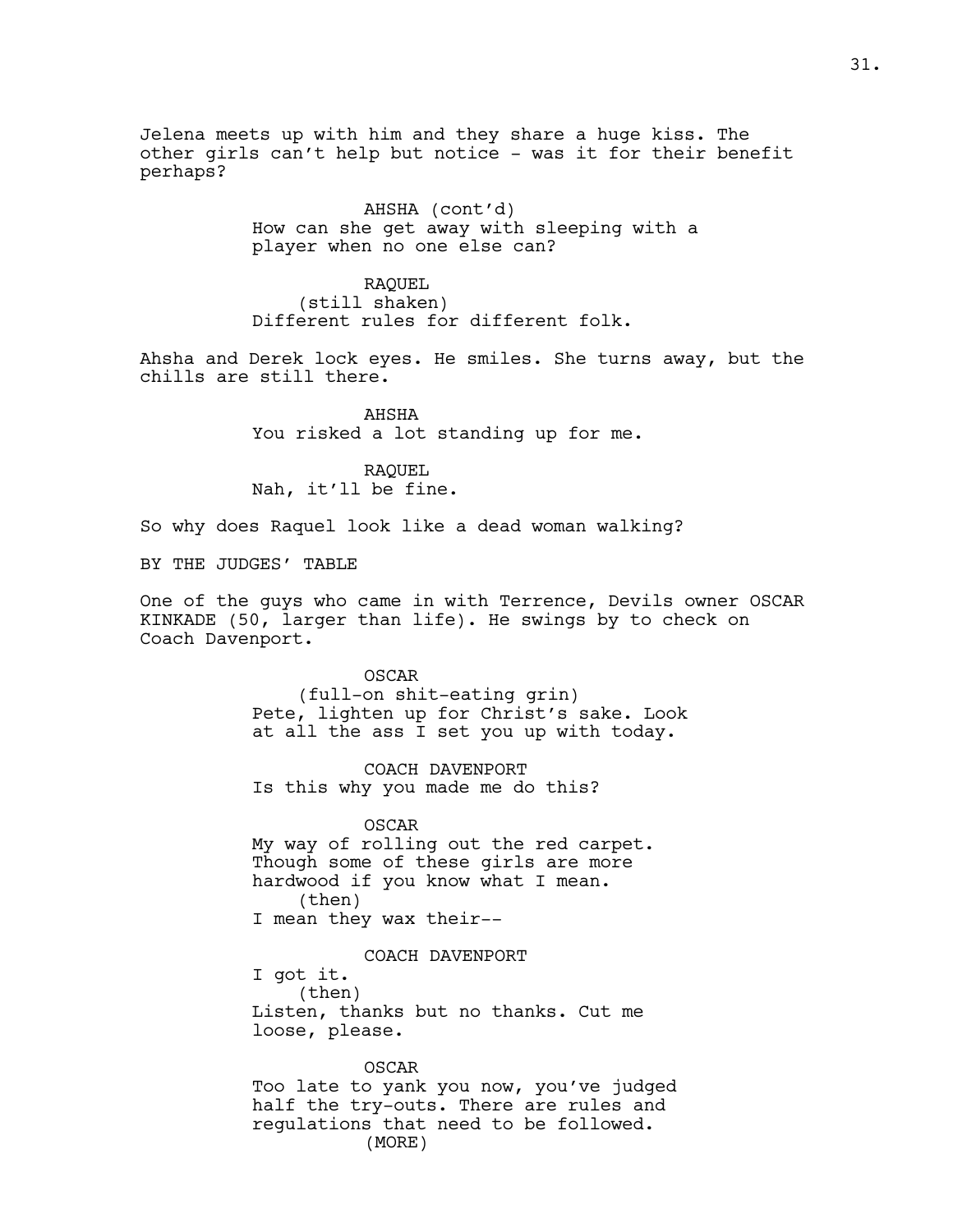Jelena meets up with him and they share a huge kiss. The other girls can't help but notice - was it for their benefit perhaps?

AHSHA (cont'd)
How can she get away with sleeping with a player when no one else can?

RAQUEL
(still shaken)
Different rules for different folk.

Ahsha and Derek lock eyes. He smiles. She turns away, but the chills are still there.

AHSHA
You risked a lot standing up for me.

RAQUEL
Nah, it'll be fine.

So why does Raquel look like a dead woman walking?

BY THE JUDGES' TABLE

One of the guys who came in with Terrence, Devils owner OSCAR KINKADE (50, larger than life). He swings by to check on Coach Davenport.

OSCAR
(full-on shit-eating grin)
Pete, lighten up for Christ's sake. Look at all the ass I set you up with today.

COACH DAVENPORT
Is this why you made me do this?

OSCAR
My way of rolling out the red carpet. Though some of these girls are more hardwood if you know what I mean.
(then)
I mean they wax their--

COACH DAVENPORT
I got it.
(then)
Listen, thanks but no thanks. Cut me loose, please.

OSCAR
Too late to yank you now, you've judged half the try-outs. There are rules and regulations that need to be followed.
(MORE)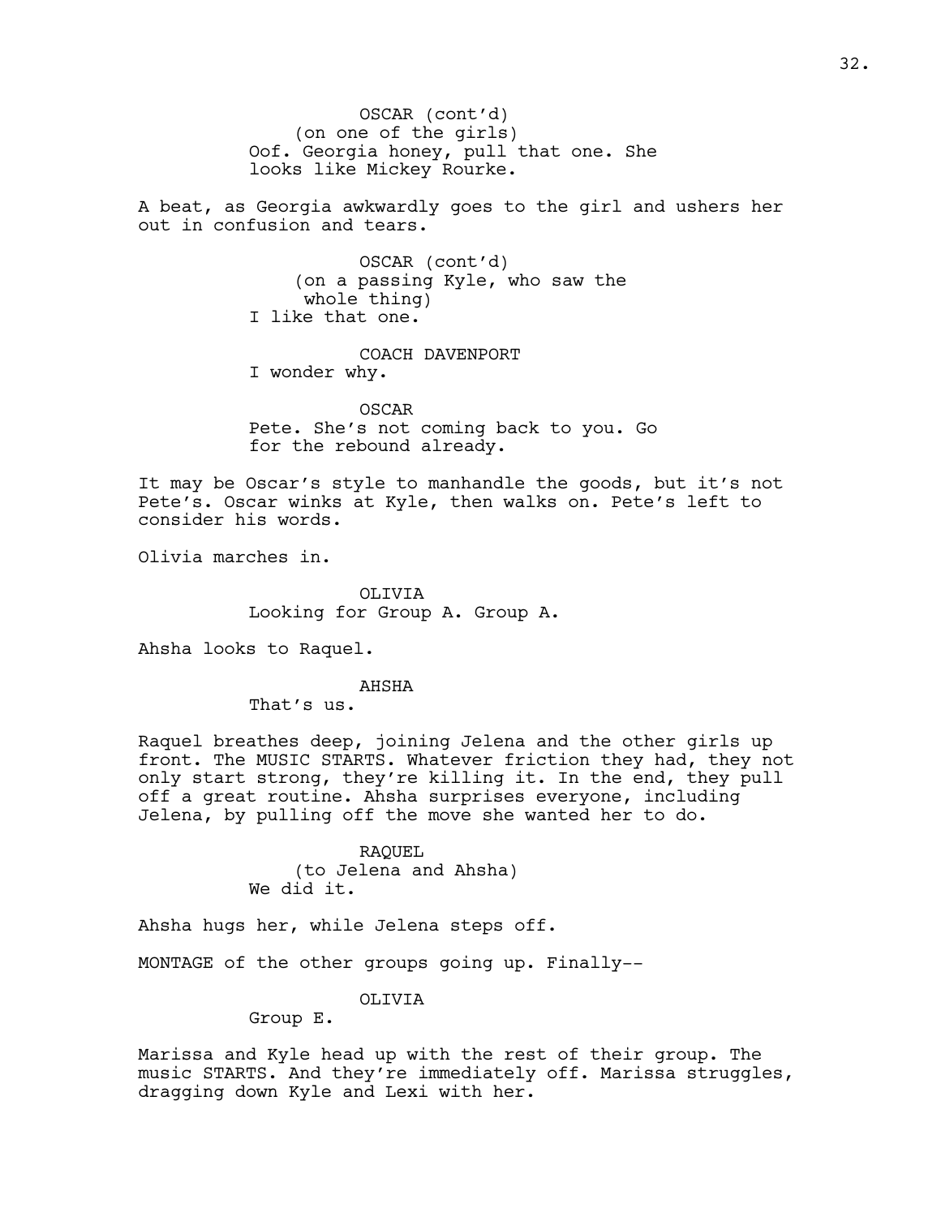OSCAR (cont'd)
(on one of the girls)
Oof. Georgia honey, pull that one. She looks like Mickey Rourke.

A beat, as Georgia awkwardly goes to the girl and ushers her out in confusion and tears.

OSCAR (cont'd)
(on a passing Kyle, who saw the whole thing)
I like that one.

COACH DAVENPORT
I wonder why.

OSCAR
Pete. She's not coming back to you. Go for the rebound already.

It may be Oscar's style to manhandle the goods, but it's not Pete's. Oscar winks at Kyle, then walks on. Pete's left to consider his words.

Olivia marches in.

OLIVIA
Looking for Group A. Group A.

Ahsha looks to Raquel.

AHSHA
That's us.

Raquel breathes deep, joining Jelena and the other girls up front. The MUSIC STARTS. Whatever friction they had, they not only start strong, they're killing it. In the end, they pull off a great routine. Ahsha surprises everyone, including Jelena, by pulling off the move she wanted her to do.

RAQUEL
(to Jelena and Ahsha)
We did it.

Ahsha hugs her, while Jelena steps off.

MONTAGE of the other groups going up. Finally--

OLIVIA
Group E.

Marissa and Kyle head up with the rest of their group. The music STARTS. And they're immediately off. Marissa struggles, dragging down Kyle and Lexi with her.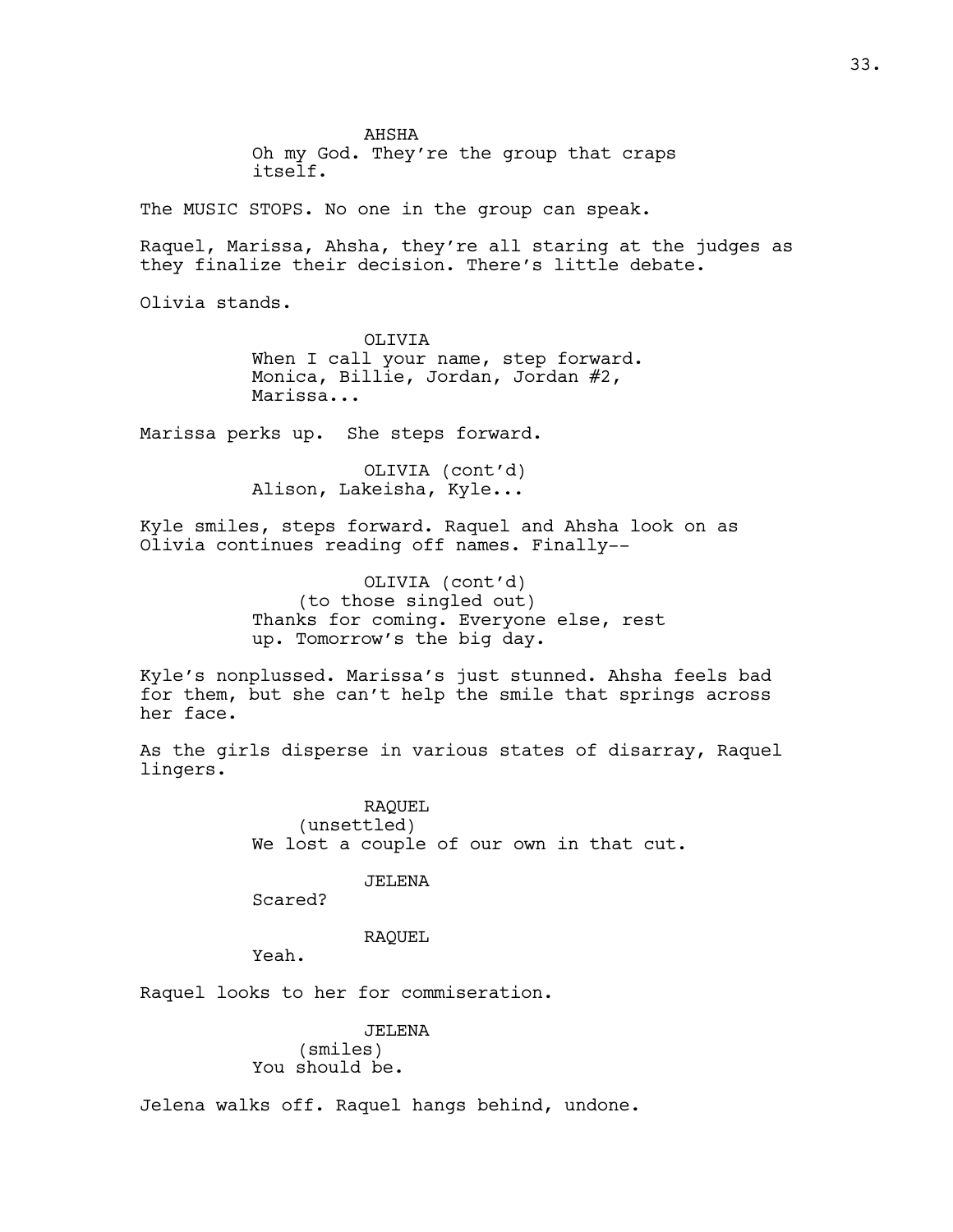AHSHA

Oh my God. They're the group that craps itself.

The MUSIC STOPS. No one in the group can speak.

Raquel, Marissa, Ahsha, they're all staring at the judges as they finalize their decision. There's little debate.

Olivia stands.

OLIVIA

When I call your name, step forward. Monica, Billie, Jordan, Jordan #2, Marissa...

Marissa perks up. She steps forward.

OLIVIA (cont'd)

Alison, Lakeisha, Kyle...

Kyle smiles, steps forward. Raquel and Ahsha look on as Olivia continues reading off names. Finally--

OLIVIA (cont'd)

(to those singled out)

Thanks for coming. Everyone else, rest up. Tomorrow's the big day.

Kyle's nonplussed. Marissa's just stunned. Ahsha feels bad for them, but she can't help the smile that springs across her face.

As the girls disperse in various states of disarray, Raquel lingers.

RAQUEL

(unsettled)

We lost a couple of our own in that cut.

JELENA

Scared?

RAQUEL

Yeah.

Raquel looks to her for commiseration.

JELENA

(smiles)

You should be.

Jelena walks off. Raquel hangs behind, undone.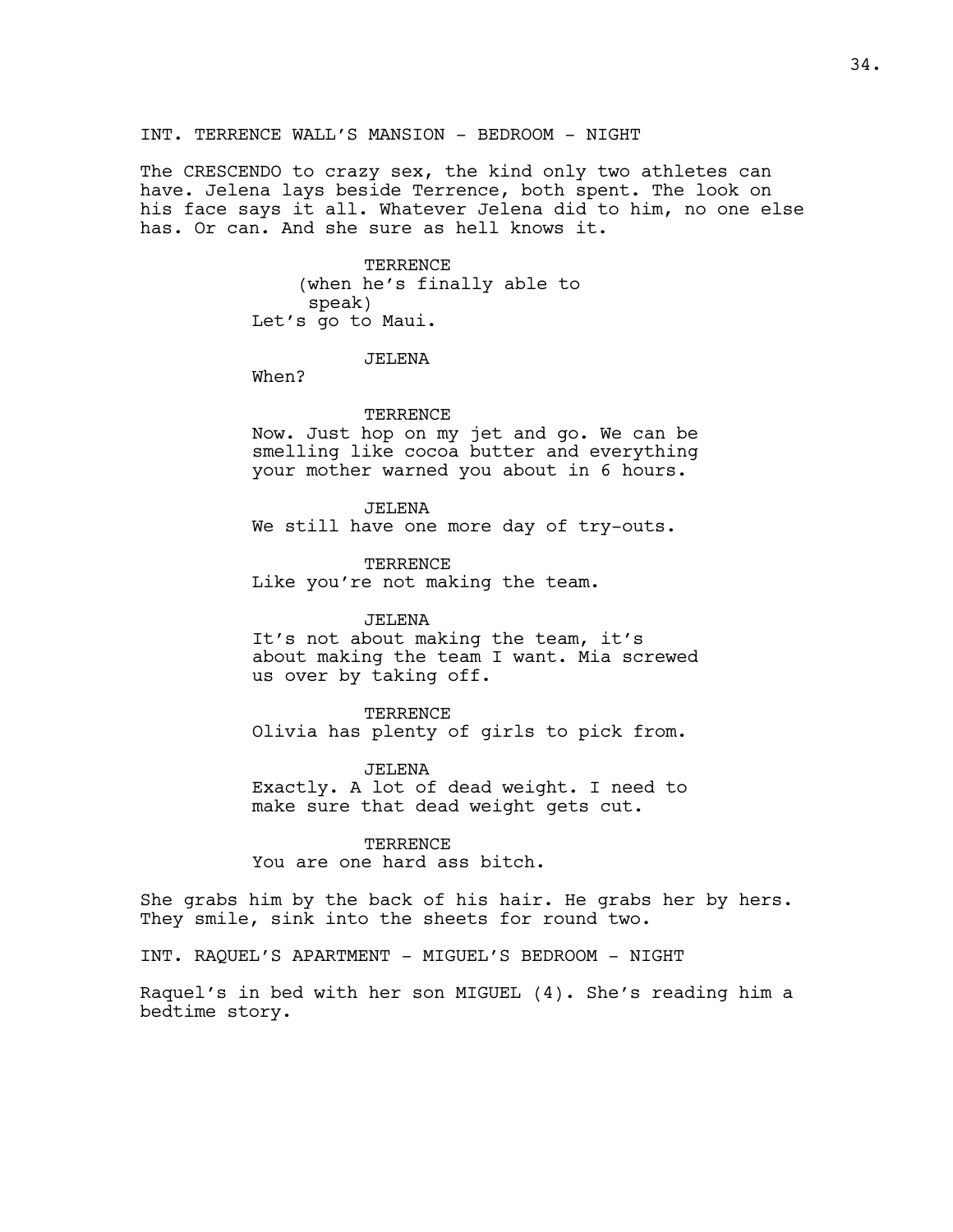INT. TERRENCE WALL'S MANSION - BEDROOM - NIGHT

The CRESCENDO to crazy sex, the kind only two athletes can have. Jelena lays beside Terrence, both spent. The look on his face says it all. Whatever Jelena did to him, no one else has. Or can. And she sure as hell knows it.

TERRENCE
(when he's finally able to speak)
Let's go to Maui.

JELENA
When?

TERRENCE
Now. Just hop on my jet and go. We can be smelling like cocoa butter and everything your mother warned you about in 6 hours.

JELENA
We still have one more day of try-outs.

TERRENCE
Like you're not making the team.

JELENA
It's not about making the team, it's about making the team I want. Mia screwed us over by taking off.

TERRENCE
Olivia has plenty of girls to pick from.

JELENA
Exactly. A lot of dead weight. I need to make sure that dead weight gets cut.

TERRENCE
You are one hard ass bitch.

She grabs him by the back of his hair. He grabs her by hers. They smile, sink into the sheets for round two.

INT. RAQUEL'S APARTMENT - MIGUEL'S BEDROOM - NIGHT

Raquel's in bed with her son MIGUEL (4). She's reading him a bedtime story.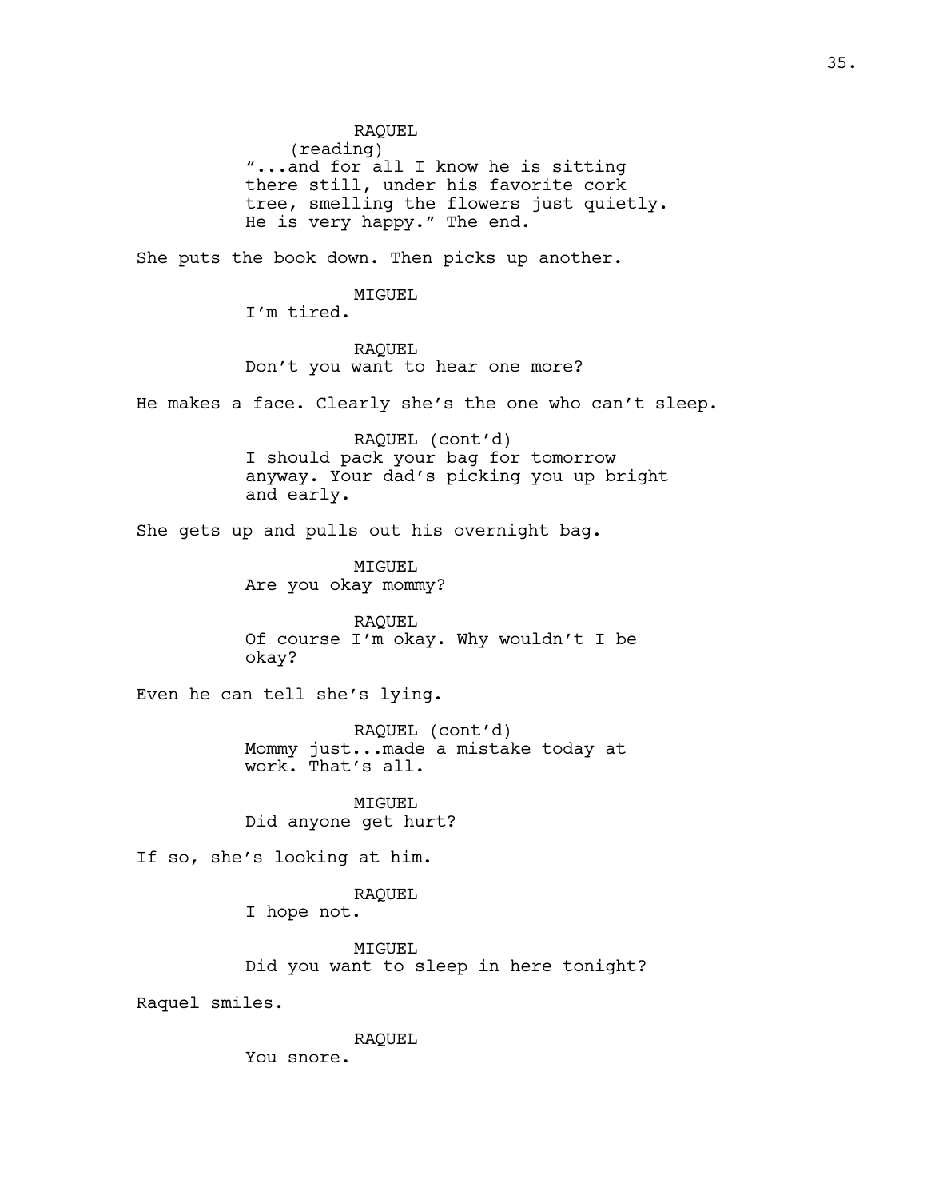RAQUEL
(reading)
"...and for all I know he is sitting there still, under his favorite cork tree, smelling the flowers just quietly. He is very happy." The end.

She puts the book down. Then picks up another.

MIGUEL
I'm tired.

RAQUEL
Don't you want to hear one more?

He makes a face. Clearly she's the one who can't sleep.

RAQUEL (cont'd)
I should pack your bag for tomorrow anyway. Your dad's picking you up bright and early.

She gets up and pulls out his overnight bag.

MIGUEL
Are you okay mommy?

RAQUEL
Of course I'm okay. Why wouldn't I be okay?

Even he can tell she's lying.

RAQUEL (cont'd)
Mommy just...made a mistake today at work. That's all.

MIGUEL
Did anyone get hurt?

If so, she's looking at him.

RAQUEL
I hope not.

MIGUEL
Did you want to sleep in here tonight?

Raquel smiles.

RAQUEL
You snore.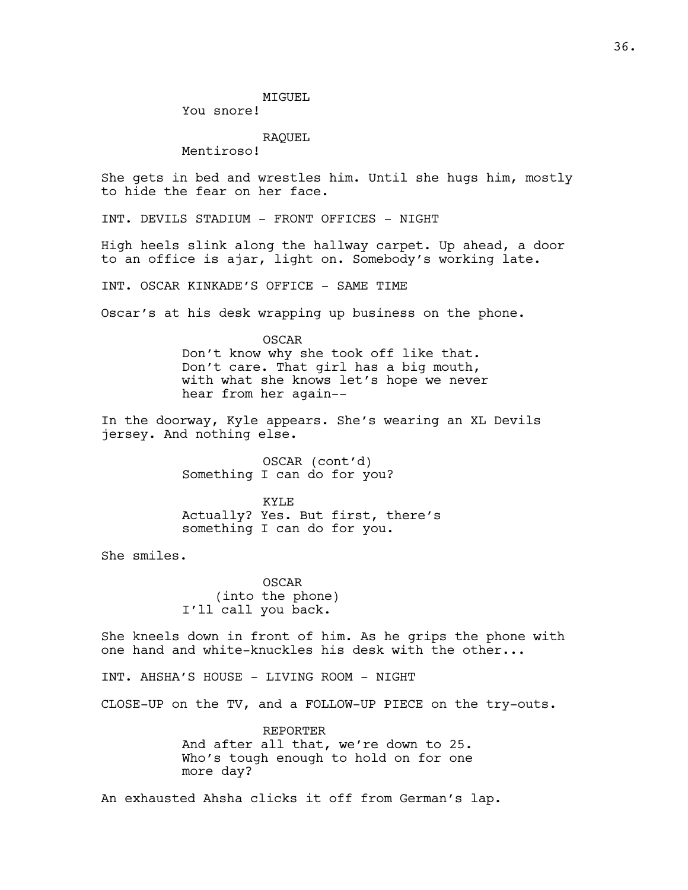MIGUEL
You snore!

RAQUEL
Mentiroso!

She gets in bed and wrestles him. Until she hugs him, mostly to hide the fear on her face.

INT. DEVILS STADIUM - FRONT OFFICES - NIGHT

High heels slink along the hallway carpet. Up ahead, a door to an office is ajar, light on. Somebody's working late.

INT. OSCAR KINKADE'S OFFICE - SAME TIME

Oscar's at his desk wrapping up business on the phone.

OSCAR
Don't know why she took off like that. Don't care. That girl has a big mouth, with what she knows let's hope we never hear from her again--

In the doorway, Kyle appears. She's wearing an XL Devils jersey. And nothing else.

OSCAR (cont'd)
Something I can do for you?

KYLE
Actually? Yes. But first, there's something I can do for you.

She smiles.

OSCAR
(into the phone)
I'll call you back.

She kneels down in front of him. As he grips the phone with one hand and white-knuckles his desk with the other...

INT. AHSHA'S HOUSE - LIVING ROOM - NIGHT

CLOSE-UP on the TV, and a FOLLOW-UP PIECE on the try-outs.

REPORTER
And after all that, we're down to 25. Who's tough enough to hold on for one more day?

An exhausted Ahsha clicks it off from German's lap.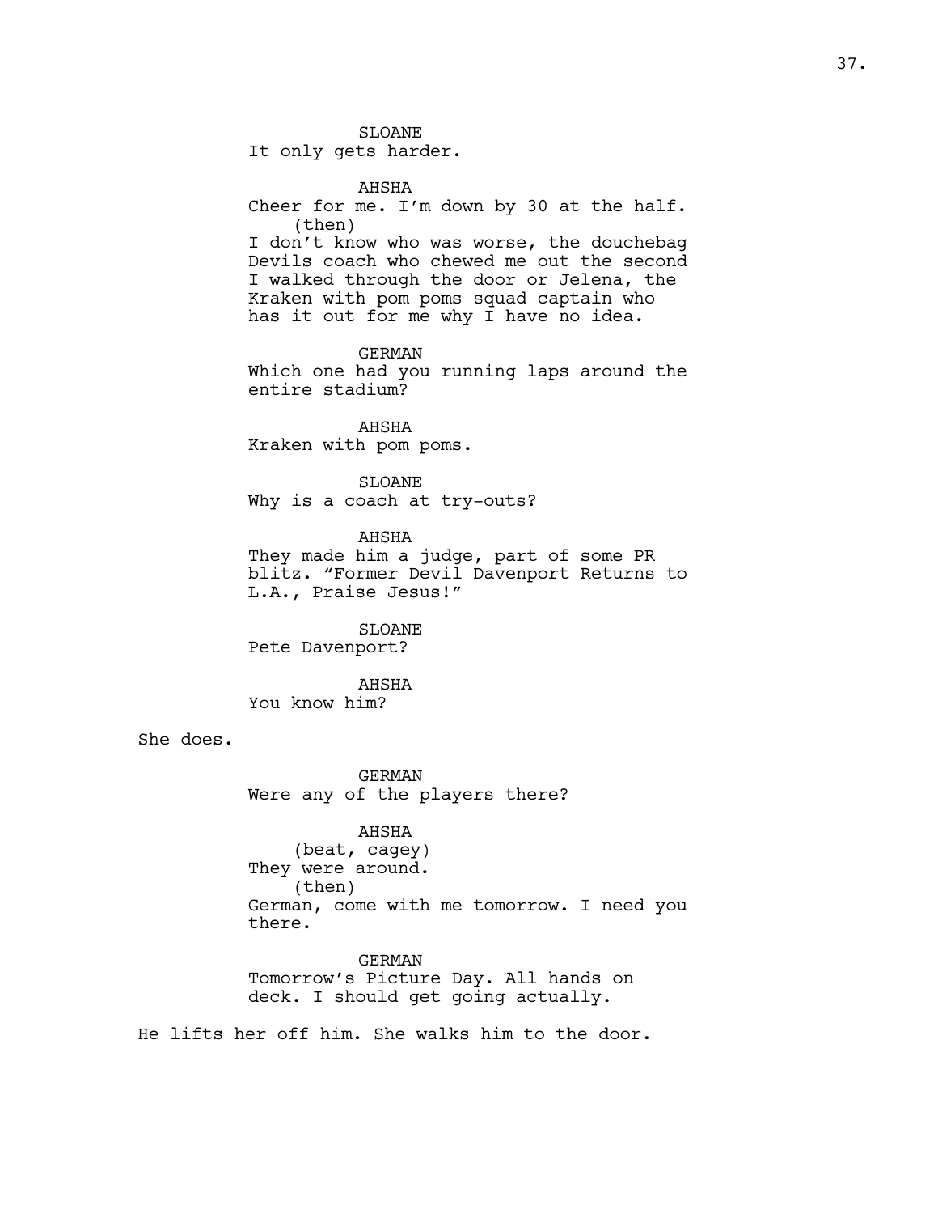SLOANE
It only gets harder.

AHSHA
Cheer for me. I'm down by 30 at the half.
(then)
I don't know who was worse, the douchebag Devils coach who chewed me out the second I walked through the door or Jelena, the Kraken with pom poms squad captain who has it out for me why I have no idea.

GERMAN
Which one had you running laps around the entire stadium?

AHSHA
Kraken with pom poms.

SLOANE
Why is a coach at try-outs?

AHSHA
They made him a judge, part of some PR blitz. "Former Devil Davenport Returns to L.A., Praise Jesus!"

SLOANE
Pete Davenport?

AHSHA
You know him?

She does.

GERMAN
Were any of the players there?

AHSHA
(beat, cagey)
They were around.
(then)
German, come with me tomorrow. I need you there.

GERMAN
Tomorrow's Picture Day. All hands on deck. I should get going actually.

He lifts her off him. She walks him to the door.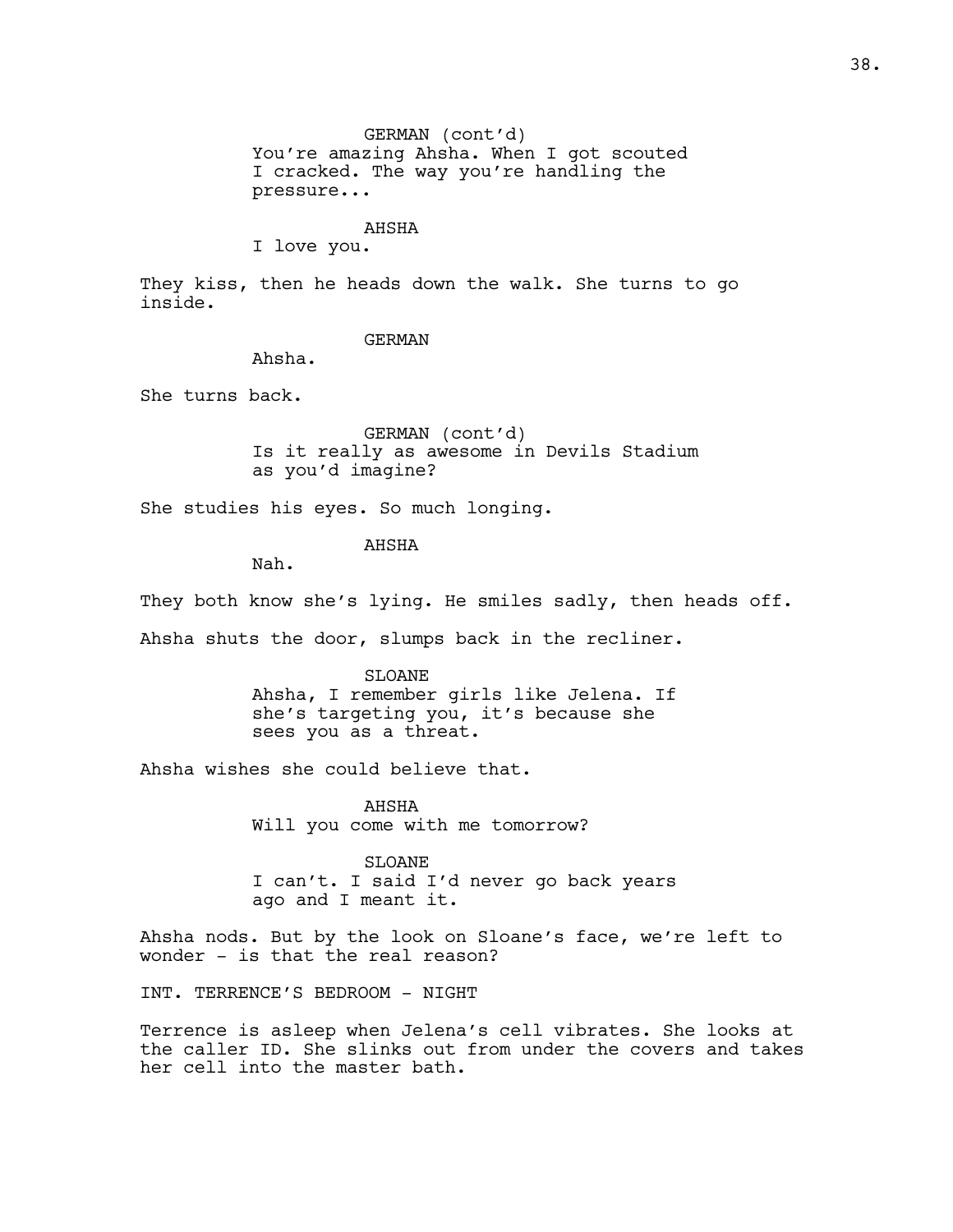GERMAN (cont'd)
You're amazing Ahsha. When I got scouted I cracked. The way you're handling the pressure...

AHSHA
I love you.

They kiss, then he heads down the walk. She turns to go inside.

GERMAN
Ahsha.

She turns back.

GERMAN (cont'd)
Is it really as awesome in Devils Stadium as you'd imagine?

She studies his eyes. So much longing.

AHSHA
Nah.

They both know she's lying. He smiles sadly, then heads off.

Ahsha shuts the door, slumps back in the recliner.

SLOANE
Ahsha, I remember girls like Jelena. If she's targeting you, it's because she sees you as a threat.

Ahsha wishes she could believe that.

AHSHA
Will you come with me tomorrow?

SLOANE
I can't. I said I'd never go back years ago and I meant it.

Ahsha nods. But by the look on Sloane's face, we're left to wonder - is that the real reason?

INT. TERRENCE'S BEDROOM - NIGHT

Terrence is asleep when Jelena's cell vibrates. She looks at the caller ID. She slinks out from under the covers and takes her cell into the master bath.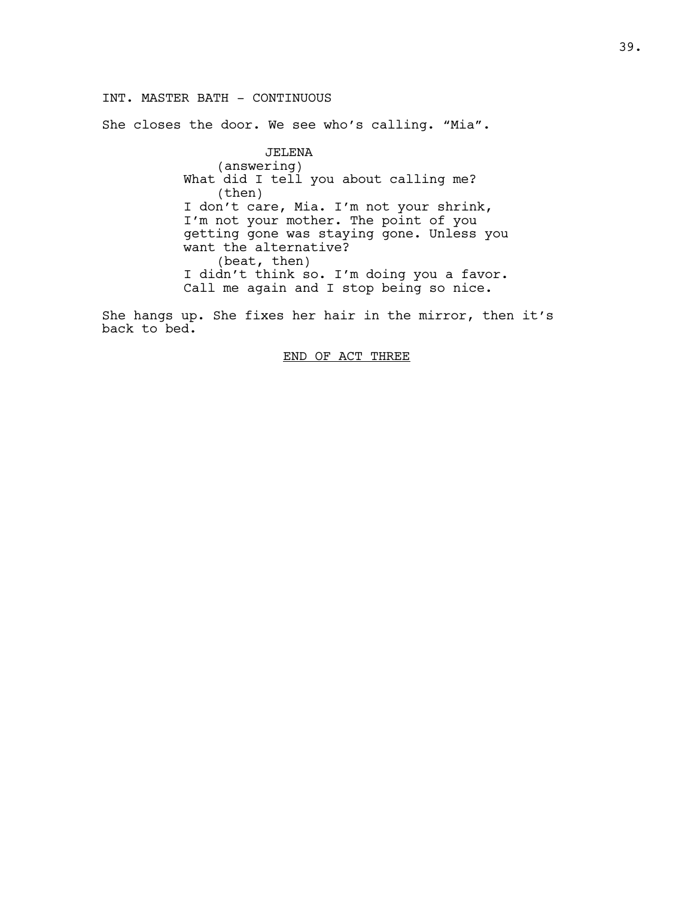INT. MASTER BATH - CONTINUOUS

She closes the door. We see who's calling. "Mia".

JELENA
(answering)
What did I tell you about calling me?
(then)
I don't care, Mia. I'm not your shrink, I'm not your mother. The point of you getting gone was staying gone. Unless you want the alternative?
(beat, then)
I didn't think so. I'm doing you a favor. Call me again and I stop being so nice.

She hangs up. She fixes her hair in the mirror, then it's back to bed.

END OF ACT THREE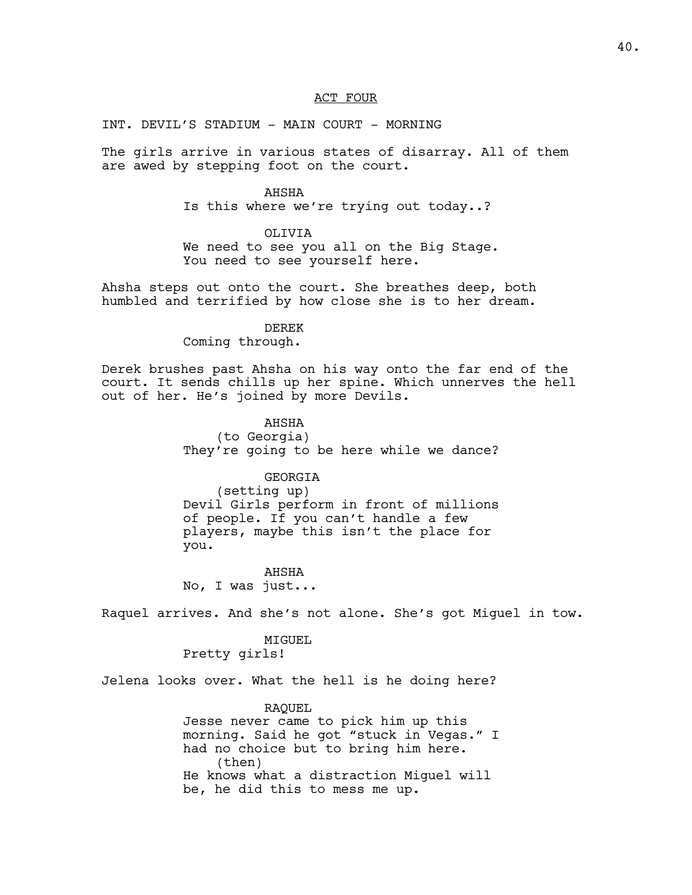## ACT FOUR

INT. DEVIL'S STADIUM - MAIN COURT - MORNING

The girls arrive in various states of disarray. All of them are awed by stepping foot on the court.

AHSHA

Is this where we're trying out today..?

OLIVIA

We need to see you all on the Big Stage. You need to see yourself here.

Ahsha steps out onto the court. She breathes deep, both humbled and terrified by how close she is to her dream.

DEREK

Coming through.

Derek brushes past Ahsha on his way onto the far end of the court. It sends chills up her spine. Which unnerves the hell out of her. He's joined by more Devils.

AHSHA

(to Georgia)

They're going to be here while we dance?

GEORGIA

(setting up)

Devil Girls perform in front of millions of people. If you can't handle a few players, maybe this isn't the place for you.

AHSHA

No, I was just...

Raquel arrives. And she's not alone. She's got Miguel in tow.

MIGUEL

Pretty girls!

Jelena looks over. What the hell is he doing here?

RAQUEL

Jesse never came to pick him up this morning. Said he got "stuck in Vegas." I had no choice but to bring him here.

(then)

He knows what a distraction Miguel will be, he did this to mess me up.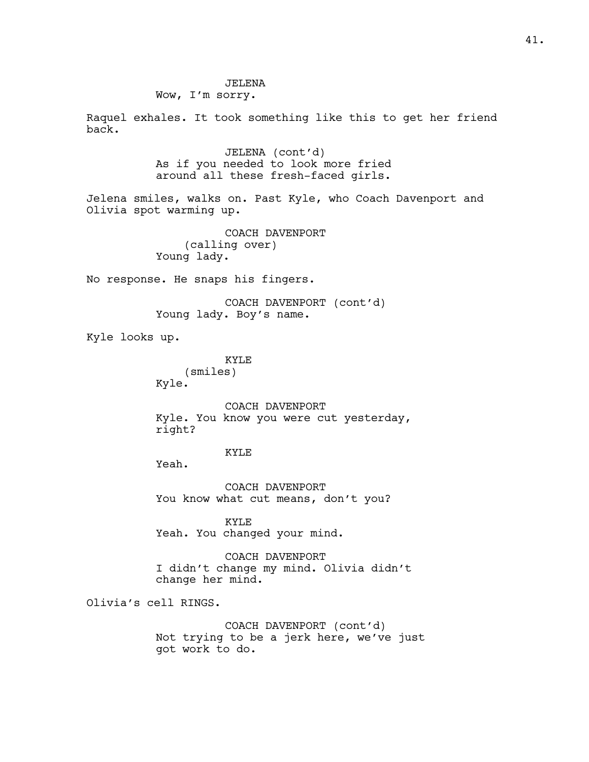JELENA
Wow, I'm sorry.

Raquel exhales. It took something like this to get her friend back.

JELENA (cont'd)
As if you needed to look more fried around all these fresh-faced girls.

Jelena smiles, walks on. Past Kyle, who Coach Davenport and Olivia spot warming up.

COACH DAVENPORT
(calling over)
Young lady.

No response. He snaps his fingers.

COACH DAVENPORT (cont'd)
Young lady. Boy's name.

Kyle looks up.

KYLE
(smiles)
Kyle.

COACH DAVENPORT
Kyle. You know you were cut yesterday, right?

KYLE
Yeah.

COACH DAVENPORT
You know what cut means, don't you?

KYLE
Yeah. You changed your mind.

COACH DAVENPORT
I didn't change my mind. Olivia didn't change her mind.

Olivia's cell RINGS.

COACH DAVENPORT (cont'd)
Not trying to be a jerk here, we've just got work to do.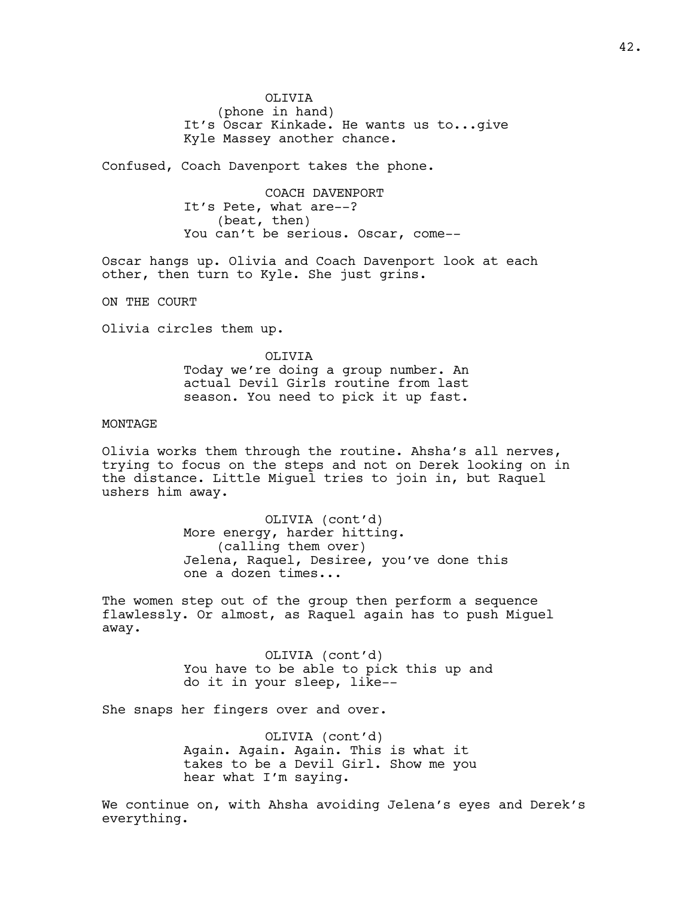OLIVIA
(phone in hand)
It's Oscar Kinkade. He wants us to...give Kyle Massey another chance.

Confused, Coach Davenport takes the phone.

COACH DAVENPORT
It's Pete, what are--?
(beat, then)
You can't be serious. Oscar, come--

Oscar hangs up. Olivia and Coach Davenport look at each other, then turn to Kyle. She just grins.

ON THE COURT

Olivia circles them up.

OLIVIA
Today we're doing a group number. An actual Devil Girls routine from last season. You need to pick it up fast.

MONTAGE

Olivia works them through the routine. Ahsha's all nerves, trying to focus on the steps and not on Derek looking on in the distance. Little Miguel tries to join in, but Raquel ushers him away.

OLIVIA (cont'd)
More energy, harder hitting.
(calling them over)
Jelena, Raquel, Desiree, you've done this one a dozen times...

The women step out of the group then perform a sequence flawlessly. Or almost, as Raquel again has to push Miguel away.

OLIVIA (cont'd)
You have to be able to pick this up and do it in your sleep, like--

She snaps her fingers over and over.

OLIVIA (cont'd)
Again. Again. Again. This is what it takes to be a Devil Girl. Show me you hear what I'm saying.

We continue on, with Ahsha avoiding Jelena's eyes and Derek's everything.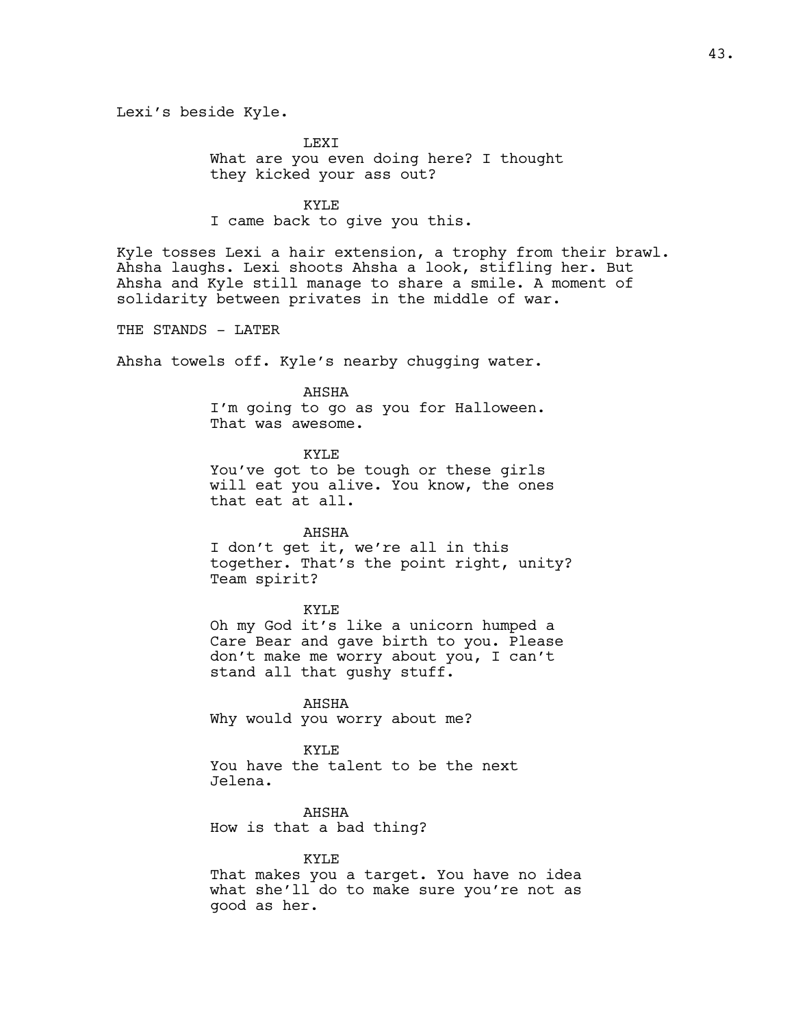Lexi's beside Kyle.

LEXI
What are you even doing here? I thought they kicked your ass out?

KYLE
I came back to give you this.

Kyle tosses Lexi a hair extension, a trophy from their brawl. Ahsha laughs. Lexi shoots Ahsha a look, stifling her. But Ahsha and Kyle still manage to share a smile. A moment of solidarity between privates in the middle of war.

THE STANDS - LATER

Ahsha towels off. Kyle's nearby chugging water.

AHSHA
I'm going to go as you for Halloween. That was awesome.

KYLE
You've got to be tough or these girls will eat you alive. You know, the ones that eat at all.

AHSHA
I don't get it, we're all in this together. That's the point right, unity? Team spirit?

KYLE
Oh my God it's like a unicorn humped a Care Bear and gave birth to you. Please don't make me worry about you, I can't stand all that gushy stuff.

AHSHA
Why would you worry about me?

KYLE
You have the talent to be the next Jelena.

AHSHA
How is that a bad thing?

KYLE
That makes you a target. You have no idea what she'll do to make sure you're not as good as her.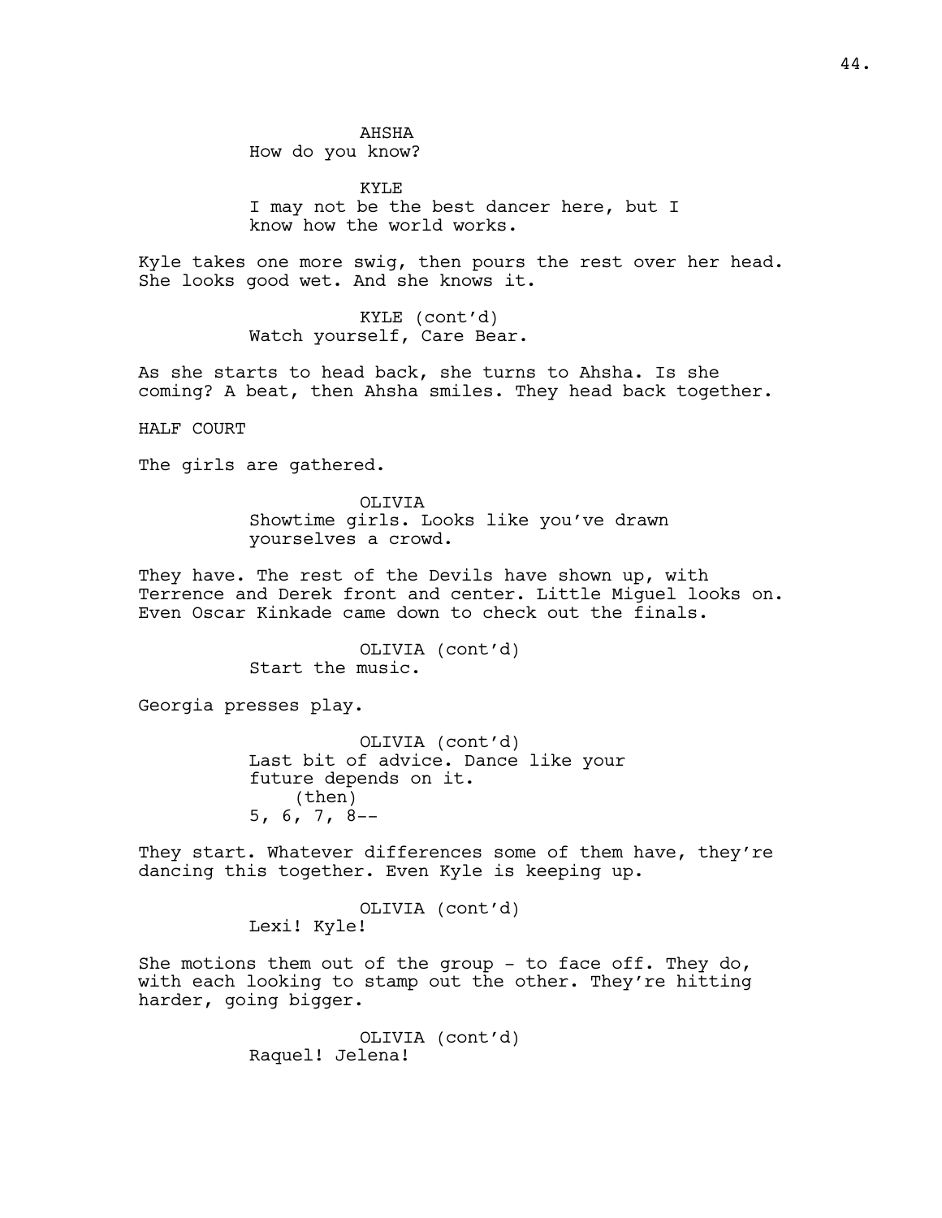AHSHA
How do you know?

KYLE
I may not be the best dancer here, but I know how the world works.

Kyle takes one more swig, then pours the rest over her head. She looks good wet. And she knows it.

KYLE (cont'd)
Watch yourself, Care Bear.

As she starts to head back, she turns to Ahsha. Is she coming? A beat, then Ahsha smiles. They head back together.

HALF COURT

The girls are gathered.

OLIVIA
Showtime girls. Looks like you've drawn yourselves a crowd.

They have. The rest of the Devils have shown up, with Terrence and Derek front and center. Little Miguel looks on. Even Oscar Kinkade came down to check out the finals.

OLIVIA (cont'd)
Start the music.

Georgia presses play.

OLIVIA (cont'd)
Last bit of advice. Dance like your future depends on it.
(then)
5, 6, 7, 8--

They start. Whatever differences some of them have, they're dancing this together. Even Kyle is keeping up.

OLIVIA (cont'd)
Lexi! Kyle!

She motions them out of the group - to face off. They do, with each looking to stamp out the other. They're hitting harder, going bigger.

OLIVIA (cont'd)
Raquel! Jelena!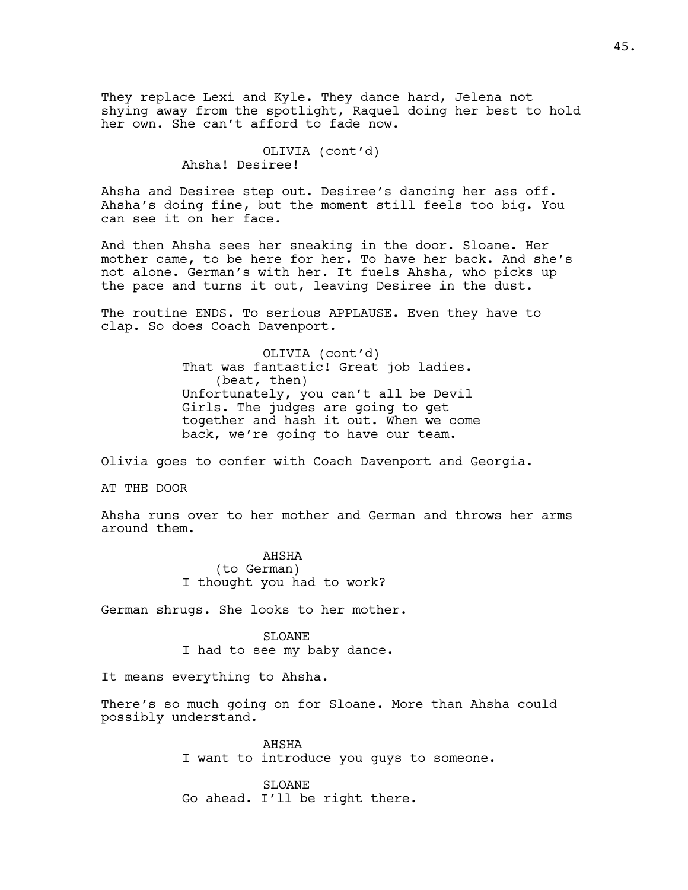They replace Lexi and Kyle. They dance hard, Jelena not shying away from the spotlight, Raquel doing her best to hold her own. She can't afford to fade now.

OLIVIA (cont'd)
Ahsha! Desiree!

Ahsha and Desiree step out. Desiree's dancing her ass off. Ahsha's doing fine, but the moment still feels too big. You can see it on her face.

And then Ahsha sees her sneaking in the door. Sloane. Her mother came, to be here for her. To have her back. And she's not alone. German's with her. It fuels Ahsha, who picks up the pace and turns it out, leaving Desiree in the dust.

The routine ENDS. To serious APPLAUSE. Even they have to clap. So does Coach Davenport.

OLIVIA (cont'd)
That was fantastic! Great job ladies.
(beat, then)
Unfortunately, you can't all be Devil Girls. The judges are going to get together and hash it out. When we come back, we're going to have our team.

Olivia goes to confer with Coach Davenport and Georgia.

AT THE DOOR

Ahsha runs over to her mother and German and throws her arms around them.

AHSHA
(to German)
I thought you had to work?

German shrugs. She looks to her mother.

SLOANE
I had to see my baby dance.

It means everything to Ahsha.

There's so much going on for Sloane. More than Ahsha could possibly understand.

AHSHA
I want to introduce you guys to someone.

SLOANE
Go ahead. I'll be right there.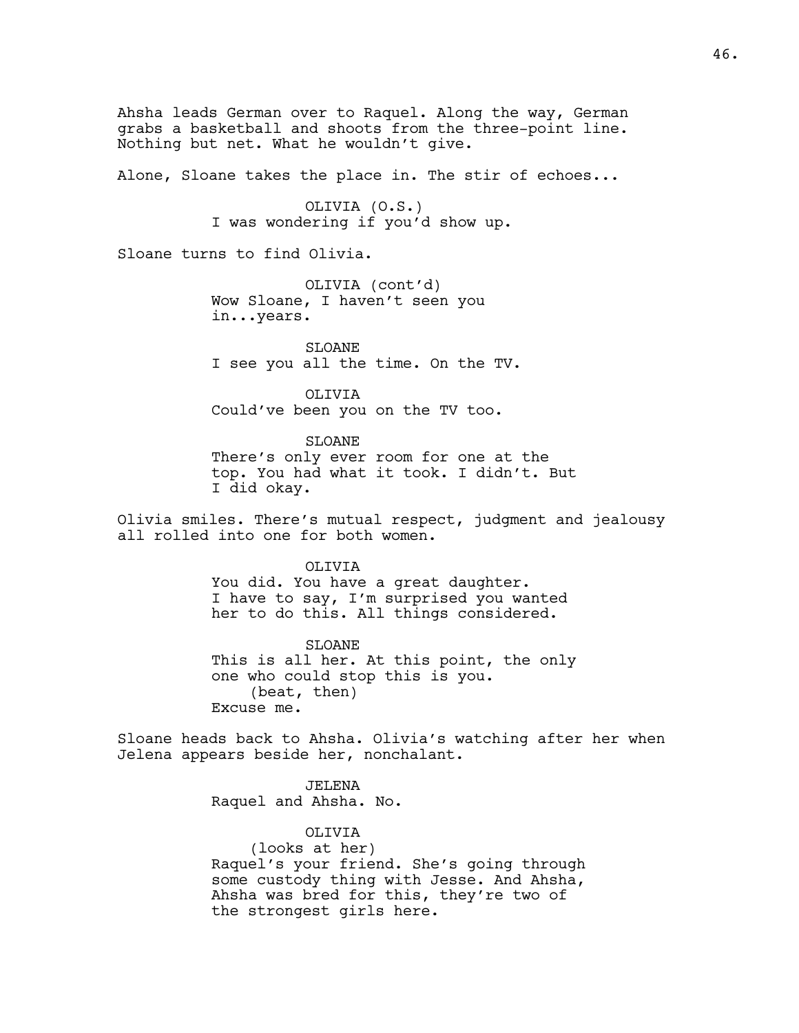Ahsha leads German over to Raquel. Along the way, German grabs a basketball and shoots from the three-point line. Nothing but net. What he wouldn't give.

Alone, Sloane takes the place in. The stir of echoes...

OLIVIA (O.S.)
I was wondering if you'd show up.

Sloane turns to find Olivia.

OLIVIA (cont'd)
Wow Sloane, I haven't seen you in...years.

SLOANE
I see you all the time. On the TV.

OLIVIA
Could've been you on the TV too.

SLOANE
There's only ever room for one at the top. You had what it took. I didn't. But I did okay.

Olivia smiles. There's mutual respect, judgment and jealousy all rolled into one for both women.

OLIVIA
You did. You have a great daughter. I have to say, I'm surprised you wanted her to do this. All things considered.

SLOANE
This is all her. At this point, the only one who could stop this is you.
(beat, then)
Excuse me.

Sloane heads back to Ahsha. Olivia's watching after her when Jelena appears beside her, nonchalant.

JELENA
Raquel and Ahsha. No.

OLIVIA
(looks at her)
Raquel's your friend. She's going through some custody thing with Jesse. And Ahsha, Ahsha was bred for this, they're two of the strongest girls here.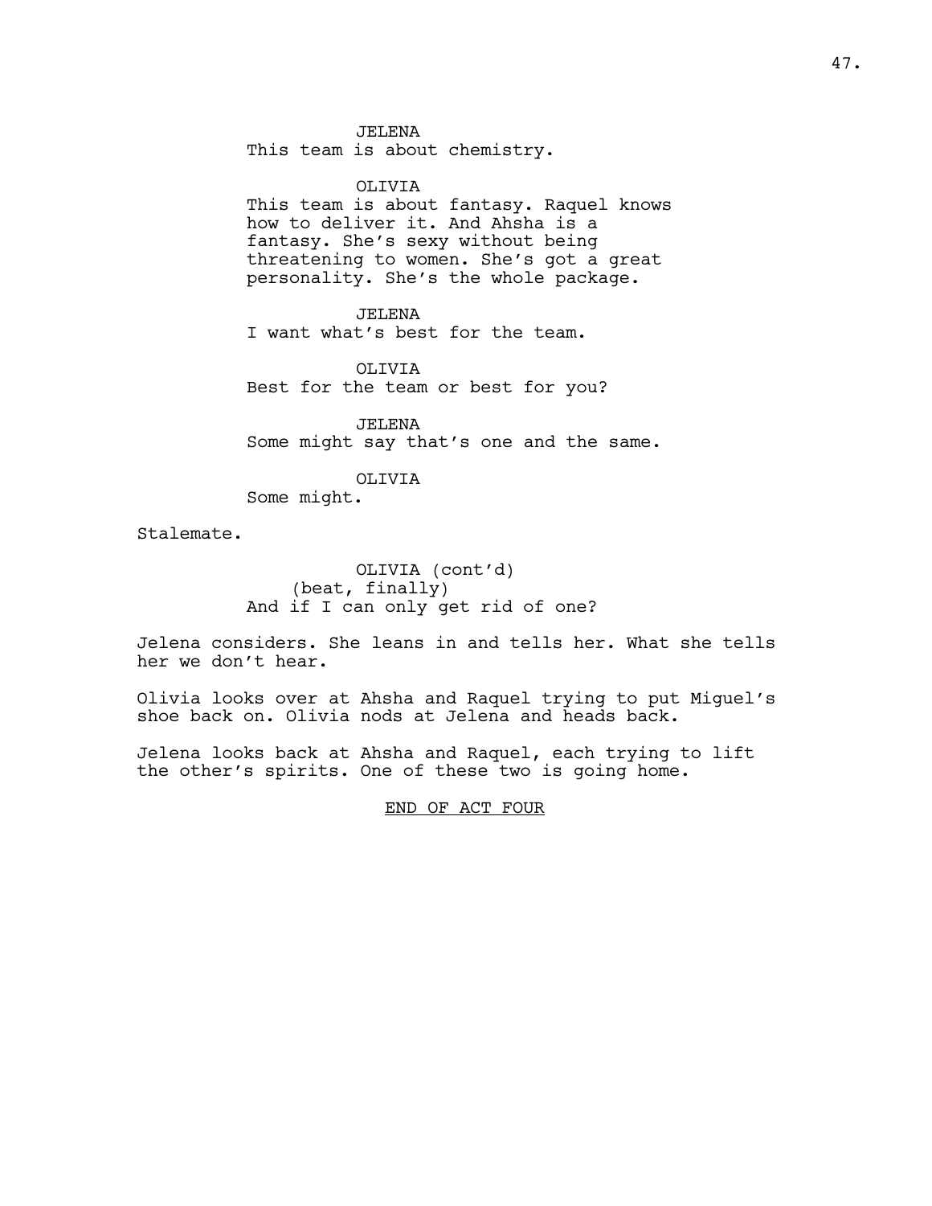JELENA
This team is about chemistry.

OLIVIA
This team is about fantasy. Raquel knows how to deliver it. And Ahsha is a fantasy. She's sexy without being threatening to women. She's got a great personality. She's the whole package.

JELENA
I want what's best for the team.

OLIVIA
Best for the team or best for you?

JELENA
Some might say that's one and the same.

OLIVIA
Some might.

Stalemate.

OLIVIA (cont'd)
(beat, finally)
And if I can only get rid of one?

Jelena considers. She leans in and tells her. What she tells her we don't hear.

Olivia looks over at Ahsha and Raquel trying to put Miguel's shoe back on. Olivia nods at Jelena and heads back.

Jelena looks back at Ahsha and Raquel, each trying to lift the other's spirits. One of these two is going home.

END OF ACT FOUR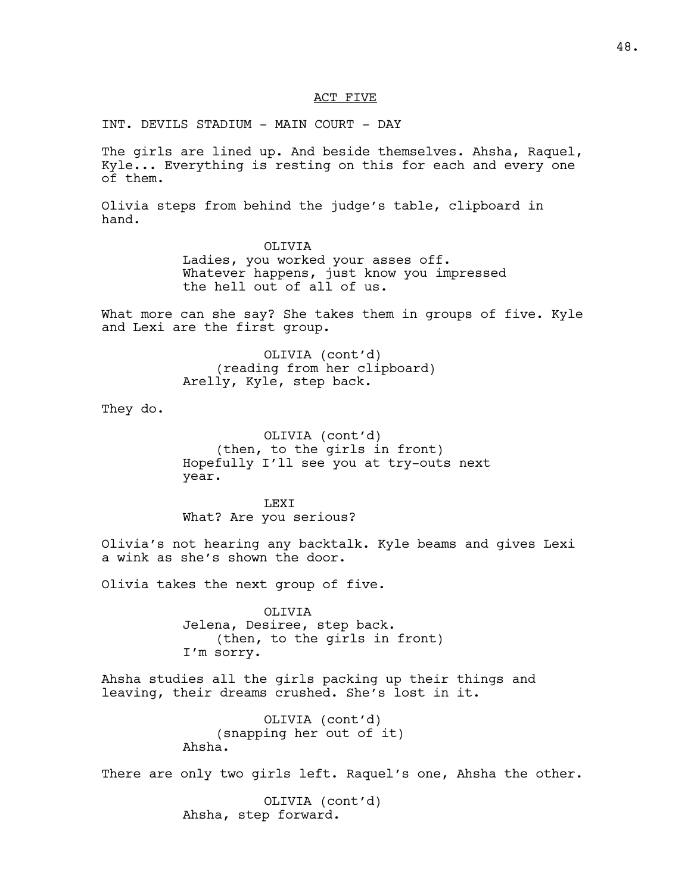ACT FIVE

INT. DEVILS STADIUM - MAIN COURT - DAY

The girls are lined up. And beside themselves. Ahsha, Raquel, Kyle... Everything is resting on this for each and every one of them.

Olivia steps from behind the judge's table, clipboard in hand.

OLIVIA
Ladies, you worked your asses off. Whatever happens, just know you impressed the hell out of all of us.

What more can she say? She takes them in groups of five. Kyle and Lexi are the first group.

OLIVIA (cont'd)
(reading from her clipboard)
Arelly, Kyle, step back.

They do.

OLIVIA (cont'd)
(then, to the girls in front)
Hopefully I'll see you at try-outs next year.

LEXI
What? Are you serious?

Olivia's not hearing any backtalk. Kyle beams and gives Lexi a wink as she's shown the door.

Olivia takes the next group of five.

OLIVIA
Jelena, Desiree, step back.
(then, to the girls in front)
I'm sorry.

Ahsha studies all the girls packing up their things and leaving, their dreams crushed. She's lost in it.

OLIVIA (cont'd)
(snapping her out of it)
Ahsha.

There are only two girls left. Raquel's one, Ahsha the other.

OLIVIA (cont'd)
Ahsha, step forward.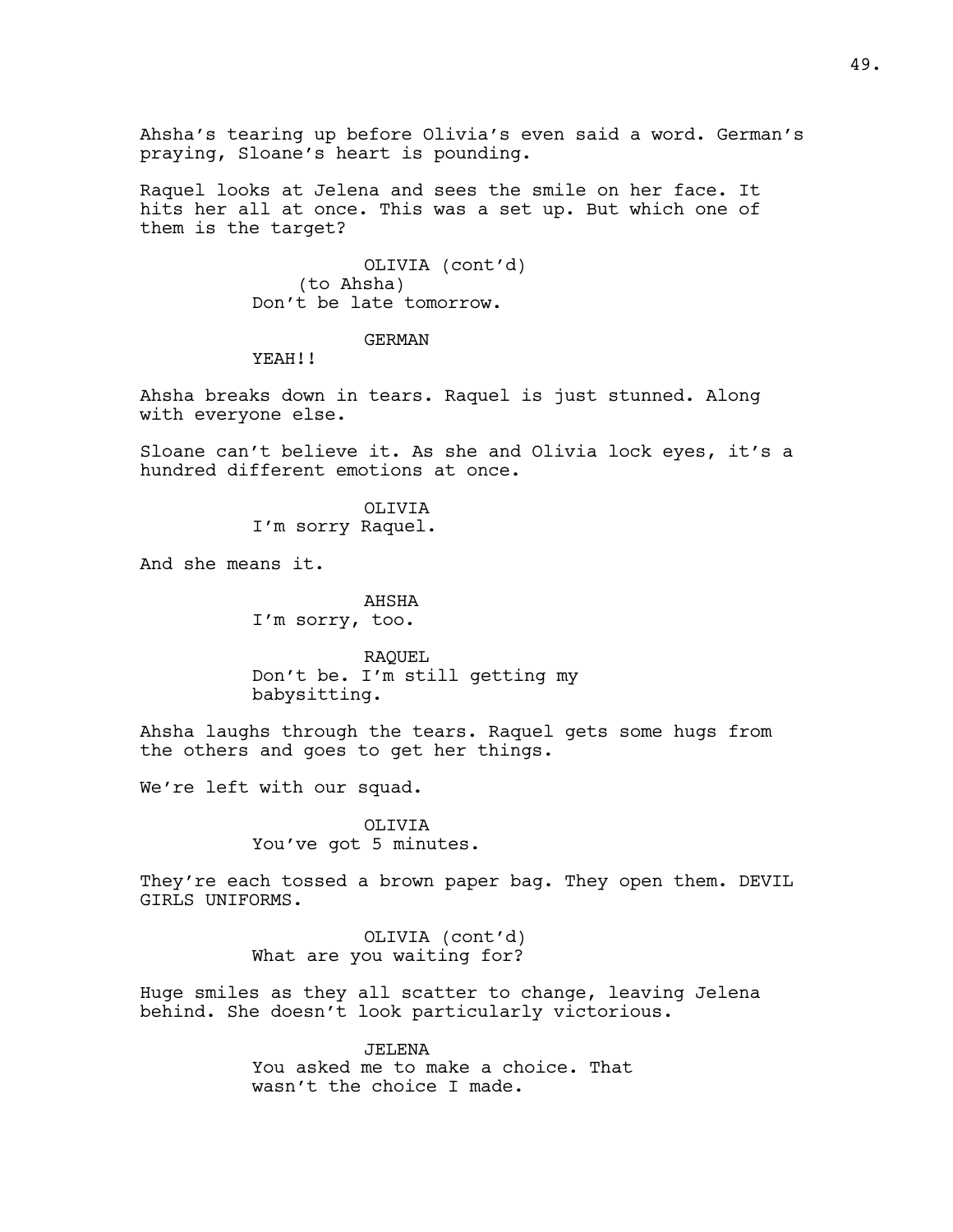Ahsha's tearing up before Olivia's even said a word. German's praying, Sloane's heart is pounding.

Raquel looks at Jelena and sees the smile on her face. It hits her all at once. This was a set up. But which one of them is the target?

OLIVIA (cont'd)
(to Ahsha)
Don't be late tomorrow.

GERMAN
YEAH!!

Ahsha breaks down in tears. Raquel is just stunned. Along with everyone else.

Sloane can't believe it. As she and Olivia lock eyes, it's a hundred different emotions at once.

OLIVIA
I'm sorry Raquel.

And she means it.

AHSHA
I'm sorry, too.

RAQUEL
Don't be. I'm still getting my babysitting.

Ahsha laughs through the tears. Raquel gets some hugs from the others and goes to get her things.

We're left with our squad.

OLIVIA
You've got 5 minutes.

They're each tossed a brown paper bag. They open them. DEVIL GIRLS UNIFORMS.

OLIVIA (cont'd)
What are you waiting for?

Huge smiles as they all scatter to change, leaving Jelena behind. She doesn't look particularly victorious.

JELENA
You asked me to make a choice. That wasn't the choice I made.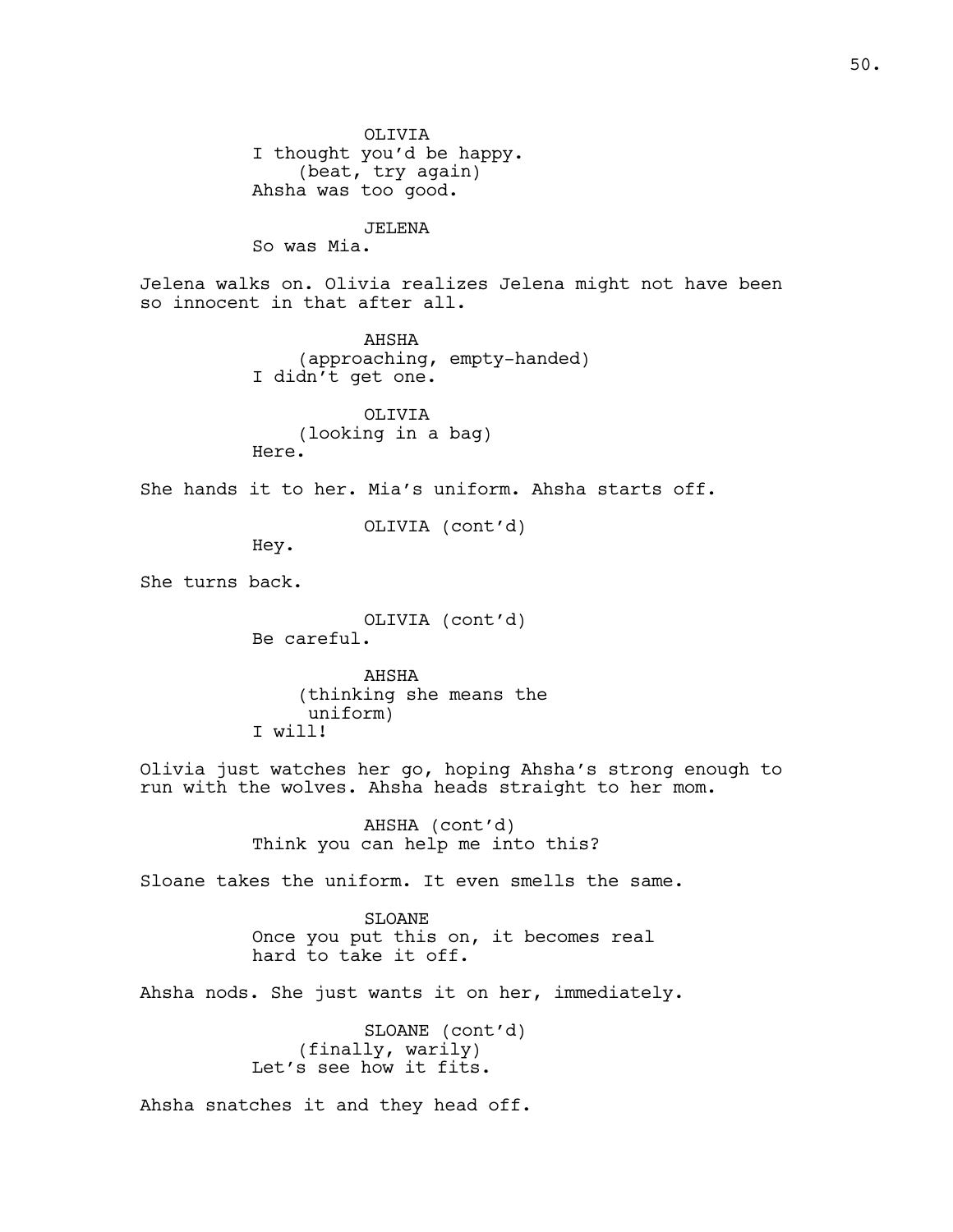OLIVIA
I thought you'd be happy.
(beat, try again)
Ahsha was too good.

JELENA
So was Mia.

Jelena walks on. Olivia realizes Jelena might not have been so innocent in that after all.

AHSHA
(approaching, empty-handed)
I didn't get one.

OLIVIA
(looking in a bag)
Here.

She hands it to her. Mia's uniform. Ahsha starts off.

OLIVIA (cont'd)
Hey.

She turns back.

OLIVIA (cont'd)
Be careful.

AHSHA
(thinking she means the uniform)
I will!

Olivia just watches her go, hoping Ahsha's strong enough to run with the wolves. Ahsha heads straight to her mom.

AHSHA (cont'd)
Think you can help me into this?

Sloane takes the uniform. It even smells the same.

SLOANE
Once you put this on, it becomes real hard to take it off.

Ahsha nods. She just wants it on her, immediately.

SLOANE (cont'd)
(finally, warily)
Let's see how it fits.

Ahsha snatches it and they head off.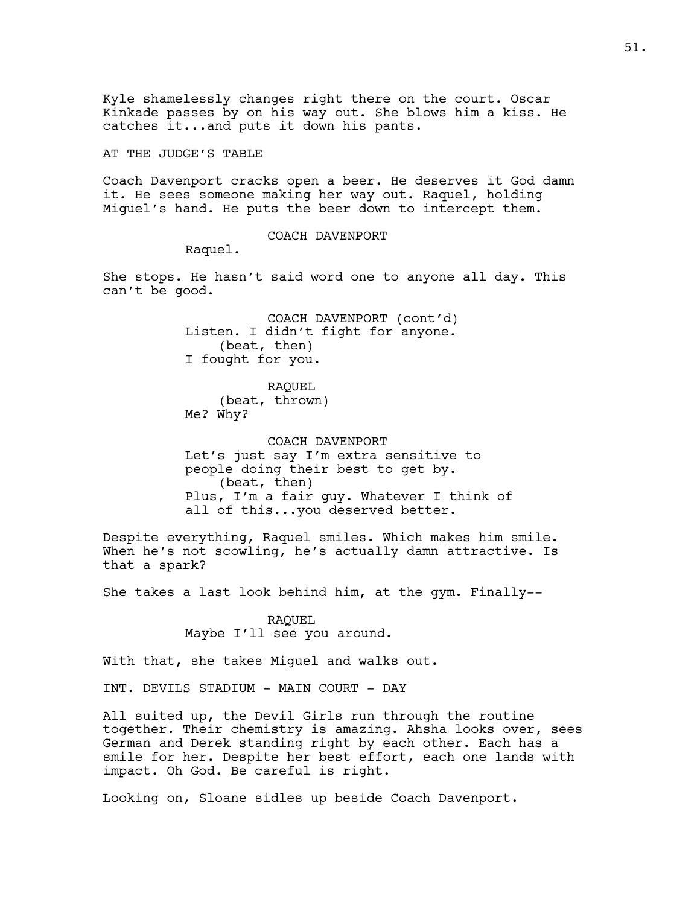Kyle shamelessly changes right there on the court. Oscar Kinkade passes by on his way out. She blows him a kiss. He catches it...and puts it down his pants.

AT THE JUDGE'S TABLE

Coach Davenport cracks open a beer. He deserves it God damn it. He sees someone making her way out. Raquel, holding Miguel's hand. He puts the beer down to intercept them.

COACH DAVENPORT
Raquel.

She stops. He hasn't said word one to anyone all day. This can't be good.

COACH DAVENPORT (cont'd)
Listen. I didn't fight for anyone.
(beat, then)
I fought for you.

RAQUEL
(beat, thrown)
Me? Why?

COACH DAVENPORT
Let's just say I'm extra sensitive to people doing their best to get by.
(beat, then)
Plus, I'm a fair guy. Whatever I think of all of this...you deserved better.

Despite everything, Raquel smiles. Which makes him smile. When he's not scowling, he's actually damn attractive. Is that a spark?

She takes a last look behind him, at the gym. Finally--

RAQUEL
Maybe I'll see you around.

With that, she takes Miguel and walks out.

INT. DEVILS STADIUM - MAIN COURT - DAY

All suited up, the Devil Girls run through the routine together. Their chemistry is amazing. Ahsha looks over, sees German and Derek standing right by each other. Each has a smile for her. Despite her best effort, each one lands with impact. Oh God. Be careful is right.

Looking on, Sloane sidles up beside Coach Davenport.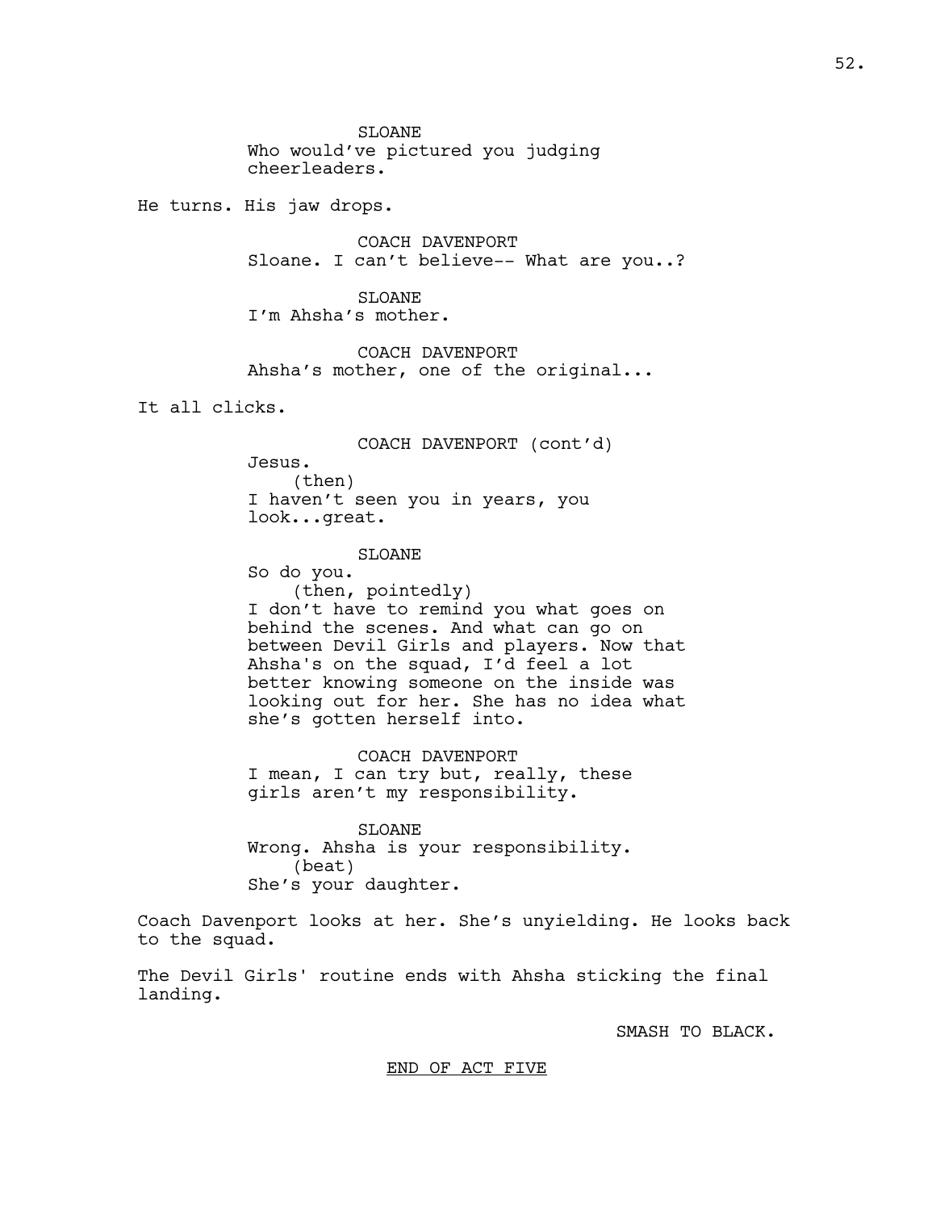SLOANE
Who would've pictured you judging cheerleaders.

He turns. His jaw drops.

COACH DAVENPORT
Sloane. I can't believe-- What are you..?

SLOANE
I'm Ahsha's mother.

COACH DAVENPORT
Ahsha's mother, one of the original...

It all clicks.

COACH DAVENPORT (cont'd)
Jesus.
(then)
I haven't seen you in years, you look...great.

SLOANE
So do you.
(then, pointedly)
I don't have to remind you what goes on behind the scenes. And what can go on between Devil Girls and players. Now that Ahsha's on the squad, I'd feel a lot better knowing someone on the inside was looking out for her. She has no idea what she's gotten herself into.

COACH DAVENPORT
I mean, I can try but, really, these girls aren't my responsibility.

SLOANE
Wrong. Ahsha is your responsibility.
(beat)
She's your daughter.

Coach Davenport looks at her. She's unyielding. He looks back to the squad.

The Devil Girls' routine ends with Ahsha sticking the final landing.

SMASH TO BLACK.

END OF ACT FIVE